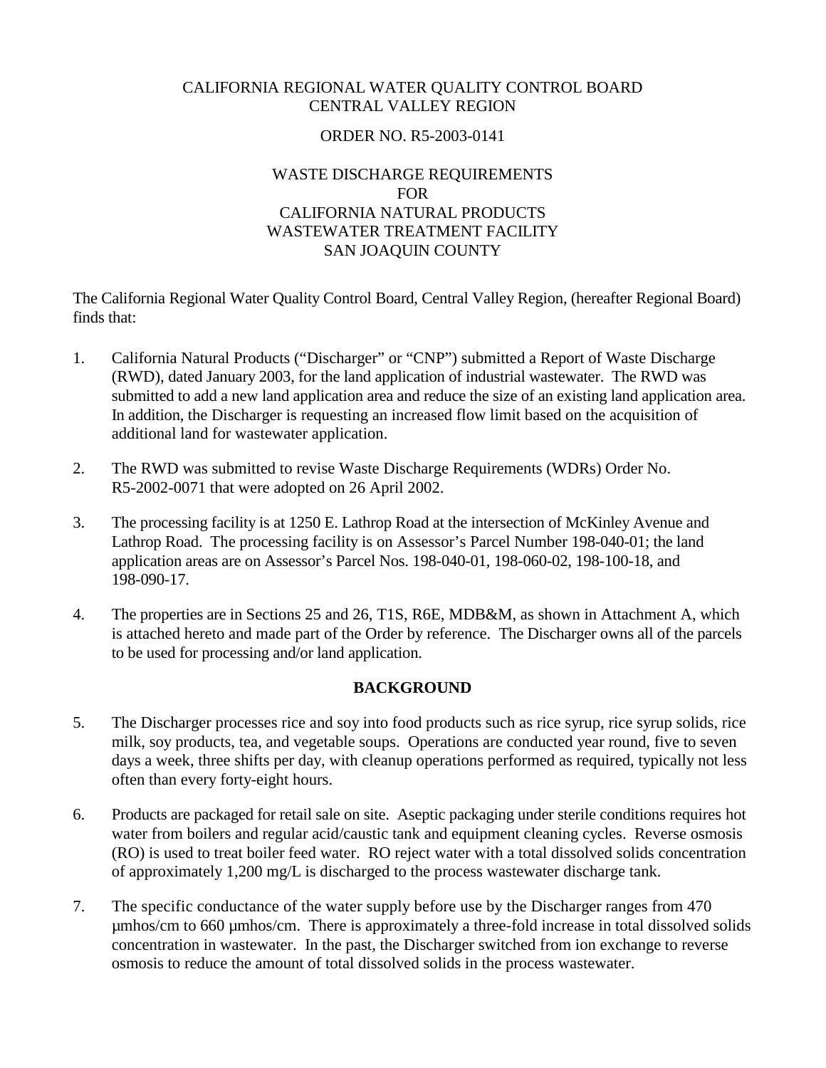CALIFORNIA REGIONAL WATER QUALITY CONTROL BOARD
CENTRAL VALLEY REGION

ORDER NO. R5-2003-0141

WASTE DISCHARGE REQUIREMENTS
FOR
CALIFORNIA NATURAL PRODUCTS
WASTEWATER TREATMENT FACILITY
SAN JOAQUIN COUNTY

The California Regional Water Quality Control Board, Central Valley Region, (hereafter Regional Board) finds that:

1. California Natural Products ("Discharger" or "CNP") submitted a Report of Waste Discharge (RWD), dated January 2003, for the land application of industrial wastewater. The RWD was submitted to add a new land application area and reduce the size of an existing land application area. In addition, the Discharger is requesting an increased flow limit based on the acquisition of additional land for wastewater application.

2. The RWD was submitted to revise Waste Discharge Requirements (WDRs) Order No. R5-2002-0071 that were adopted on 26 April 2002.

3. The processing facility is at 1250 E. Lathrop Road at the intersection of McKinley Avenue and Lathrop Road. The processing facility is on Assessor's Parcel Number 198-040-01; the land application areas are on Assessor's Parcel Nos. 198-040-01, 198-060-02, 198-100-18, and 198-090-17.

4. The properties are in Sections 25 and 26, T1S, R6E, MDB&M, as shown in Attachment A, which is attached hereto and made part of the Order by reference. The Discharger owns all of the parcels to be used for processing and/or land application.

## BACKGROUND

5. The Discharger processes rice and soy into food products such as rice syrup, rice syrup solids, rice milk, soy products, tea, and vegetable soups. Operations are conducted year round, five to seven days a week, three shifts per day, with cleanup operations performed as required, typically not less often than every forty-eight hours.

6. Products are packaged for retail sale on site. Aseptic packaging under sterile conditions requires hot water from boilers and regular acid/caustic tank and equipment cleaning cycles. Reverse osmosis (RO) is used to treat boiler feed water. RO reject water with a total dissolved solids concentration of approximately 1,200 mg/L is discharged to the process wastewater discharge tank.

7. The specific conductance of the water supply before use by the Discharger ranges from 470 µmhos/cm to 660 µmhos/cm. There is approximately a three-fold increase in total dissolved solids concentration in wastewater. In the past, the Discharger switched from ion exchange to reverse osmosis to reduce the amount of total dissolved solids in the process wastewater.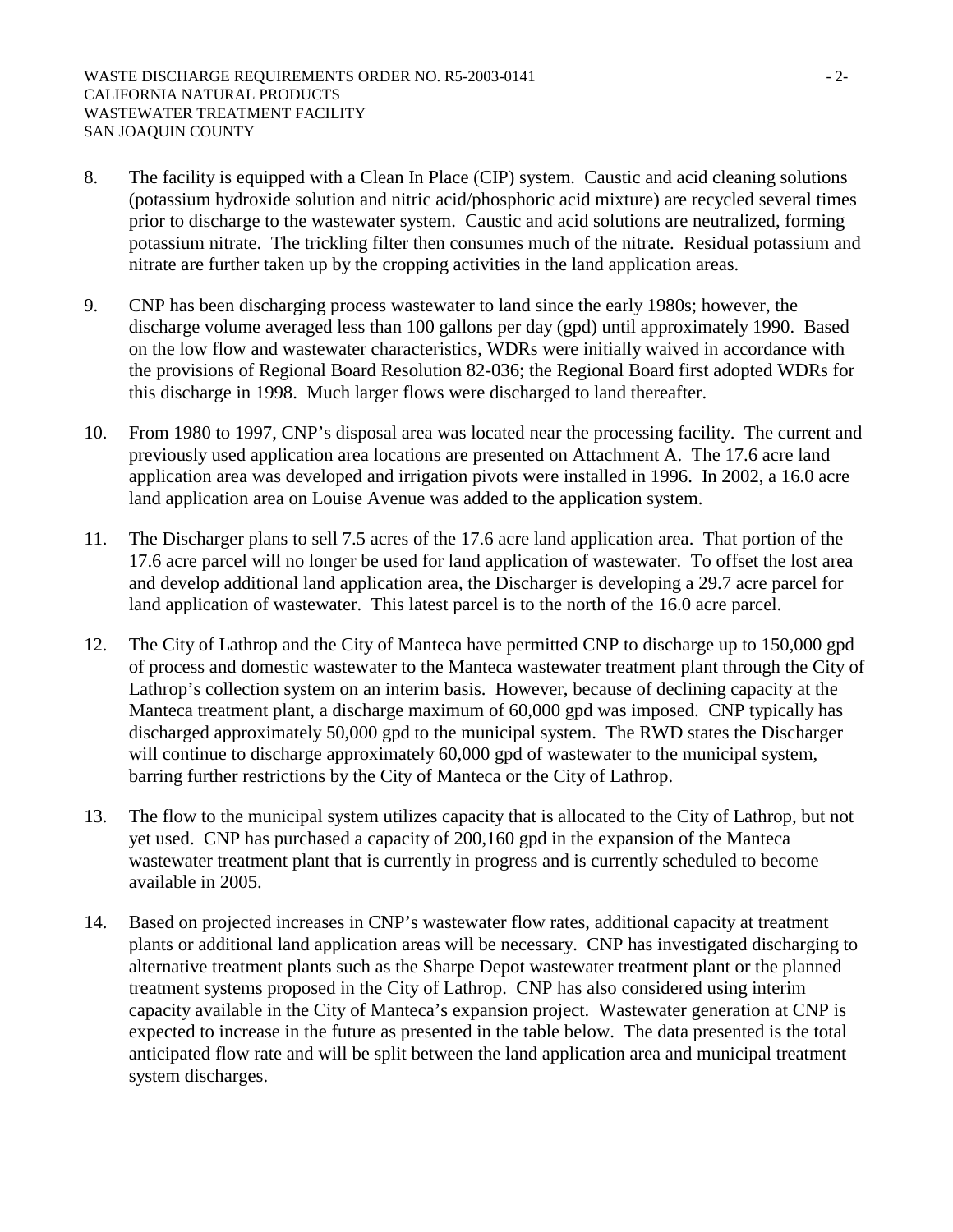8. The facility is equipped with a Clean In Place (CIP) system. Caustic and acid cleaning solutions (potassium hydroxide solution and nitric acid/phosphoric acid mixture) are recycled several times prior to discharge to the wastewater system. Caustic and acid solutions are neutralized, forming potassium nitrate. The trickling filter then consumes much of the nitrate. Residual potassium and nitrate are further taken up by the cropping activities in the land application areas.

9. CNP has been discharging process wastewater to land since the early 1980s; however, the discharge volume averaged less than 100 gallons per day (gpd) until approximately 1990. Based on the low flow and wastewater characteristics, WDRs were initially waived in accordance with the provisions of Regional Board Resolution 82-036; the Regional Board first adopted WDRs for this discharge in 1998. Much larger flows were discharged to land thereafter.

10. From 1980 to 1997, CNP's disposal area was located near the processing facility. The current and previously used application area locations are presented on Attachment A. The 17.6 acre land application area was developed and irrigation pivots were installed in 1996. In 2002, a 16.0 acre land application area on Louise Avenue was added to the application system.

11. The Discharger plans to sell 7.5 acres of the 17.6 acre land application area. That portion of the 17.6 acre parcel will no longer be used for land application of wastewater. To offset the lost area and develop additional land application area, the Discharger is developing a 29.7 acre parcel for land application of wastewater. This latest parcel is to the north of the 16.0 acre parcel.

12. The City of Lathrop and the City of Manteca have permitted CNP to discharge up to 150,000 gpd of process and domestic wastewater to the Manteca wastewater treatment plant through the City of Lathrop's collection system on an interim basis. However, because of declining capacity at the Manteca treatment plant, a discharge maximum of 60,000 gpd was imposed. CNP typically has discharged approximately 50,000 gpd to the municipal system. The RWD states the Discharger will continue to discharge approximately 60,000 gpd of wastewater to the municipal system, barring further restrictions by the City of Manteca or the City of Lathrop.

13. The flow to the municipal system utilizes capacity that is allocated to the City of Lathrop, but not yet used. CNP has purchased a capacity of 200,160 gpd in the expansion of the Manteca wastewater treatment plant that is currently in progress and is currently scheduled to become available in 2005.

14. Based on projected increases in CNP's wastewater flow rates, additional capacity at treatment plants or additional land application areas will be necessary. CNP has investigated discharging to alternative treatment plants such as the Sharpe Depot wastewater treatment plant or the planned treatment systems proposed in the City of Lathrop. CNP has also considered using interim capacity available in the City of Manteca's expansion project. Wastewater generation at CNP is expected to increase in the future as presented in the table below. The data presented is the total anticipated flow rate and will be split between the land application area and municipal treatment system discharges.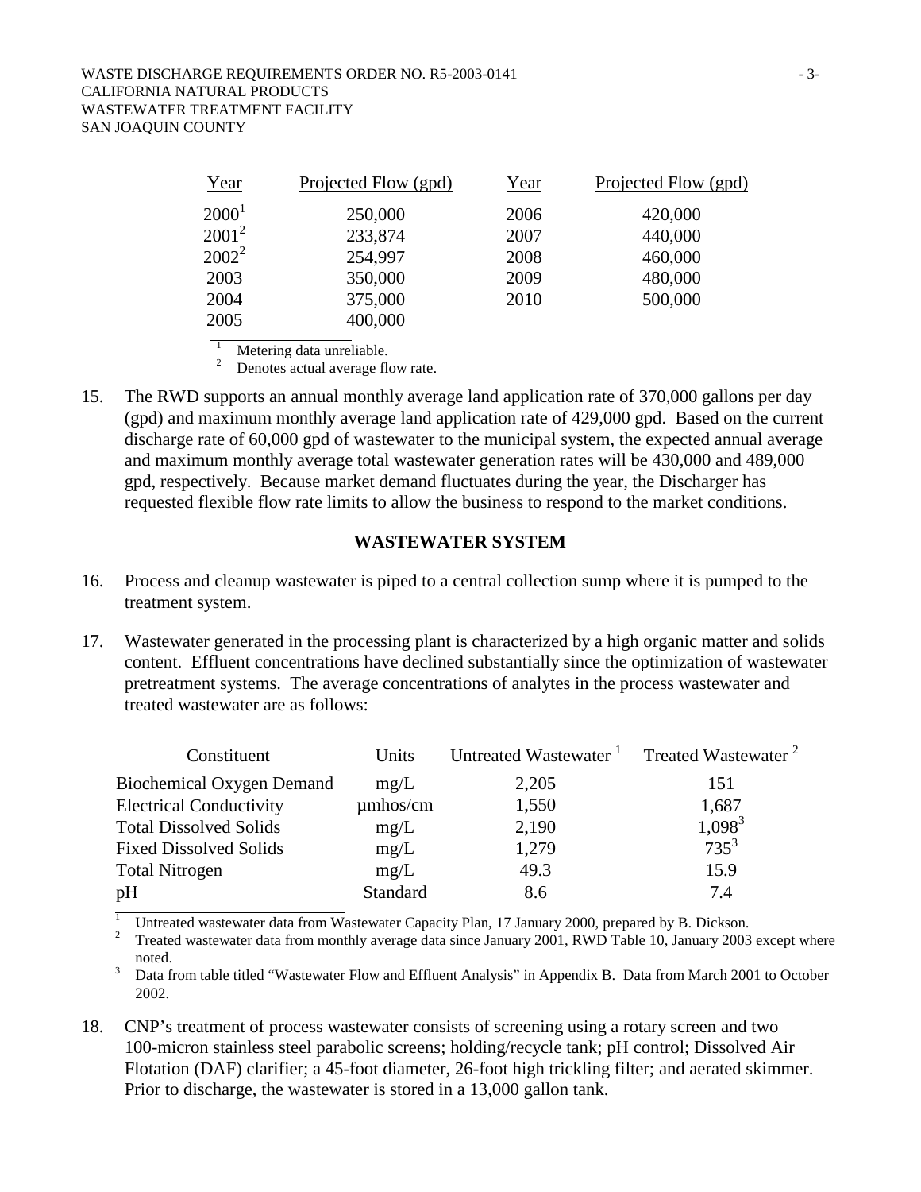| Year | Projected Flow (gpd) | Year | Projected Flow (gpd) |
|---|---|---|---|
| 2000[1] | 250,000 | 2006 | 420,000 |
| 2001[2] | 233,874 | 2007 | 440,000 |
| 2002[2] | 254,997 | 2008 | 460,000 |
| 2003 | 350,000 | 2009 | 480,000 |
| 2004 | 375,000 | 2010 | 500,000 |
| 2005 | 400,000 | | |

[1] Metering data unreliable.
[2] Denotes actual average flow rate.

15. The RWD supports an annual monthly average land application rate of 370,000 gallons per day (gpd) and maximum monthly average land application rate of 429,000 gpd. Based on the current discharge rate of 60,000 gpd of wastewater to the municipal system, the expected annual average and maximum monthly average total wastewater generation rates will be 430,000 and 489,000 gpd, respectively. Because market demand fluctuates during the year, the Discharger has requested flexible flow rate limits to allow the business to respond to the market conditions.

## WASTEWATER SYSTEM

16. Process and cleanup wastewater is piped to a central collection sump where it is pumped to the treatment system.

17. Wastewater generated in the processing plant is characterized by a high organic matter and solids content. Effluent concentrations have declined substantially since the optimization of wastewater pretreatment systems. The average concentrations of analytes in the process wastewater and treated wastewater are as follows:

| Constituent | Units | Untreated Wastewater [1] | Treated Wastewater [2] |
|---|---|---|---|
| Biochemical Oxygen Demand | mg/L | 2,205 | 151 |
| Electrical Conductivity | µmhos/cm | 1,550 | 1,687 |
| Total Dissolved Solids | mg/L | 2,190 | 1,098[3] |
| Fixed Dissolved Solids | mg/L | 1,279 | 735[3] |
| Total Nitrogen | mg/L | 49.3 | 15.9 |
| pH | Standard | 8.6 | 7.4 |

[1] Untreated wastewater data from Wastewater Capacity Plan, 17 January 2000, prepared by B. Dickson.
[2] Treated wastewater data from monthly average data since January 2001, RWD Table 10, January 2003 except where noted.
[3] Data from table titled "Wastewater Flow and Effluent Analysis" in Appendix B. Data from March 2001 to October 2002.

18. CNP's treatment of process wastewater consists of screening using a rotary screen and two 100-micron stainless steel parabolic screens; holding/recycle tank; pH control; Dissolved Air Flotation (DAF) clarifier; a 45-foot diameter, 26-foot high trickling filter; and aerated skimmer. Prior to discharge, the wastewater is stored in a 13,000 gallon tank.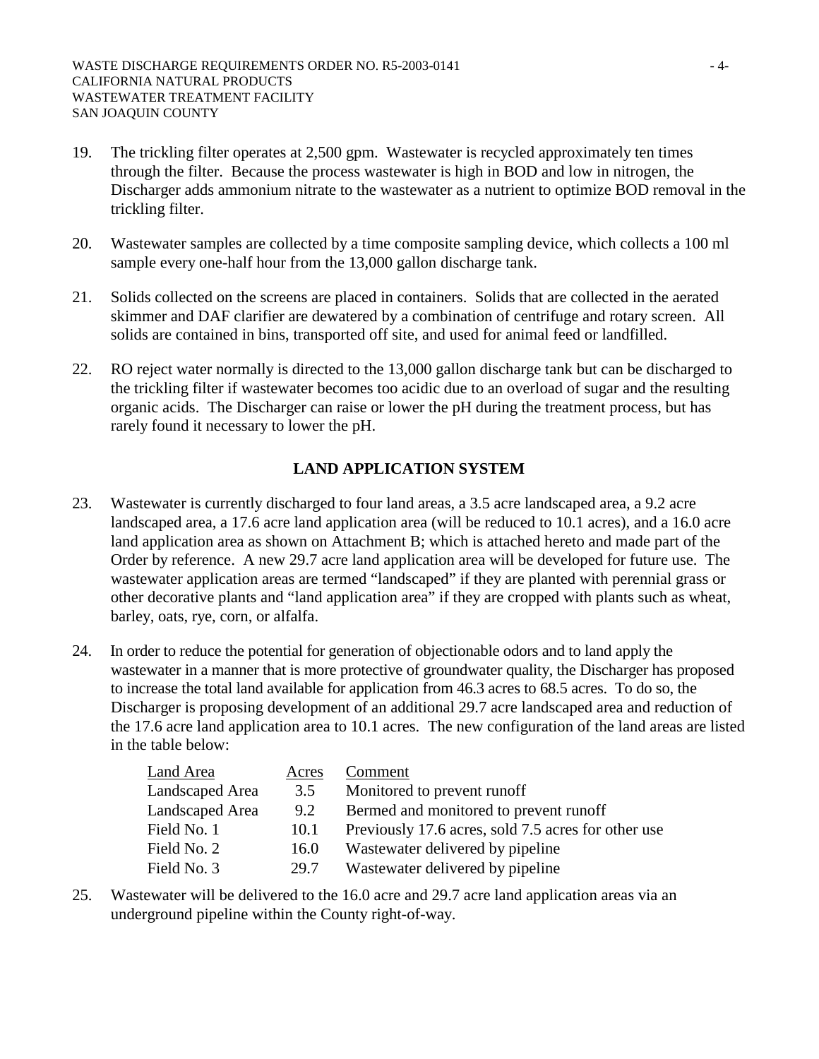19. The trickling filter operates at 2,500 gpm. Wastewater is recycled approximately ten times through the filter. Because the process wastewater is high in BOD and low in nitrogen, the Discharger adds ammonium nitrate to the wastewater as a nutrient to optimize BOD removal in the trickling filter.

20. Wastewater samples are collected by a time composite sampling device, which collects a 100 ml sample every one-half hour from the 13,000 gallon discharge tank.

21. Solids collected on the screens are placed in containers. Solids that are collected in the aerated skimmer and DAF clarifier are dewatered by a combination of centrifuge and rotary screen. All solids are contained in bins, transported off site, and used for animal feed or landfilled.

22. RO reject water normally is directed to the 13,000 gallon discharge tank but can be discharged to the trickling filter if wastewater becomes too acidic due to an overload of sugar and the resulting organic acids. The Discharger can raise or lower the pH during the treatment process, but has rarely found it necessary to lower the pH.

## LAND APPLICATION SYSTEM

23. Wastewater is currently discharged to four land areas, a 3.5 acre landscaped area, a 9.2 acre landscaped area, a 17.6 acre land application area (will be reduced to 10.1 acres), and a 16.0 acre land application area as shown on Attachment B; which is attached hereto and made part of the Order by reference. A new 29.7 acre land application area will be developed for future use. The wastewater application areas are termed "landscaped" if they are planted with perennial grass or other decorative plants and "land application area" if they are cropped with plants such as wheat, barley, oats, rye, corn, or alfalfa.

24. In order to reduce the potential for generation of objectionable odors and to land apply the wastewater in a manner that is more protective of groundwater quality, the Discharger has proposed to increase the total land available for application from 46.3 acres to 68.5 acres. To do so, the Discharger is proposing development of an additional 29.7 acre landscaped area and reduction of the 17.6 acre land application area to 10.1 acres. The new configuration of the land areas are listed in the table below:

| Land Area | Acres | Comment |
|---|---|---|
| Landscaped Area | 3.5 | Monitored to prevent runoff |
| Landscaped Area | 9.2 | Bermed and monitored to prevent runoff |
| Field No. 1 | 10.1 | Previously 17.6 acres, sold 7.5 acres for other use |
| Field No. 2 | 16.0 | Wastewater delivered by pipeline |
| Field No. 3 | 29.7 | Wastewater delivered by pipeline |

25. Wastewater will be delivered to the 16.0 acre and 29.7 acre land application areas via an underground pipeline within the County right-of-way.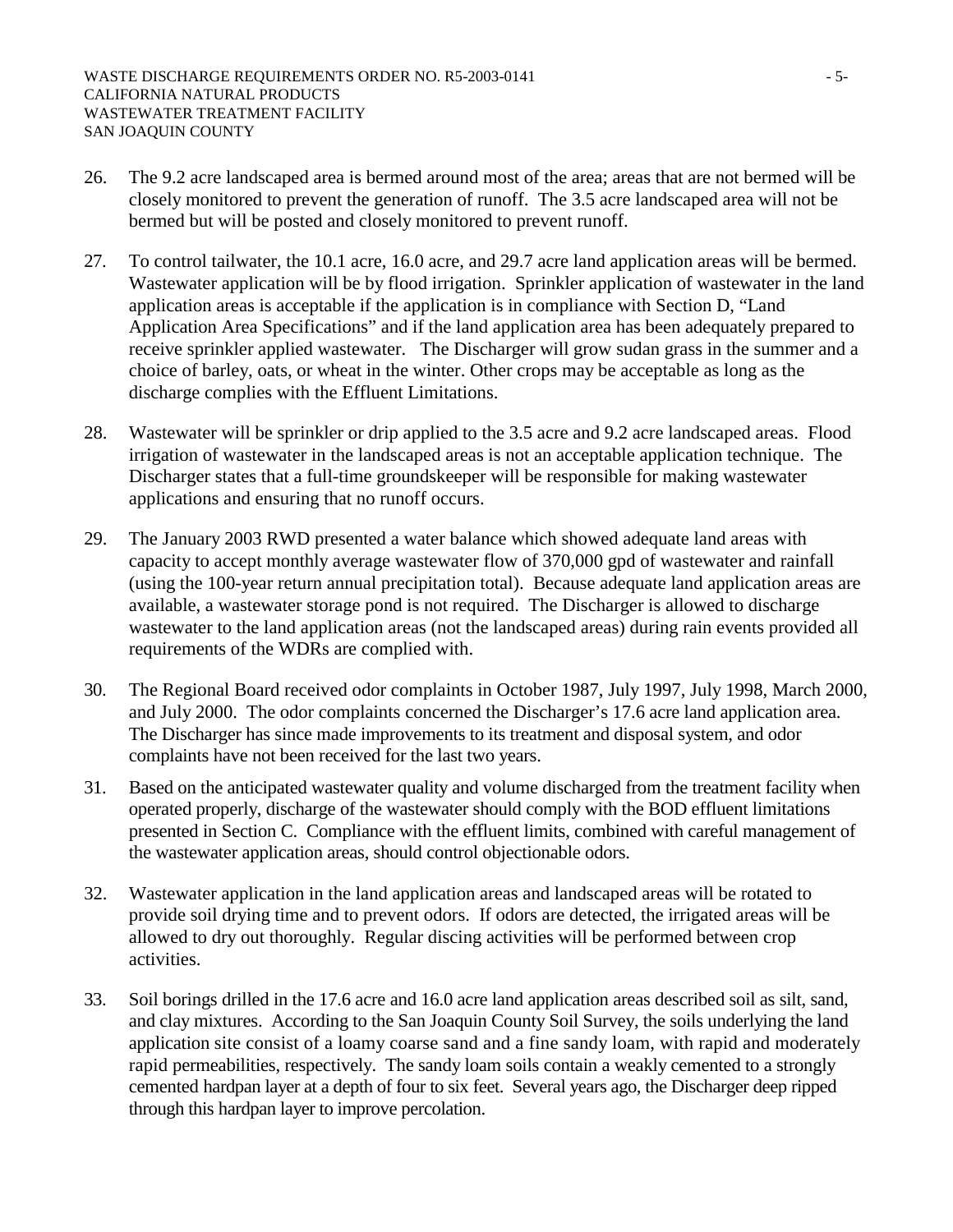26. The 9.2 acre landscaped area is bermed around most of the area; areas that are not bermed will be closely monitored to prevent the generation of runoff. The 3.5 acre landscaped area will not be bermed but will be posted and closely monitored to prevent runoff.

27. To control tailwater, the 10.1 acre, 16.0 acre, and 29.7 acre land application areas will be bermed. Wastewater application will be by flood irrigation. Sprinkler application of wastewater in the land application areas is acceptable if the application is in compliance with Section D, "Land Application Area Specifications" and if the land application area has been adequately prepared to receive sprinkler applied wastewater. The Discharger will grow sudan grass in the summer and a choice of barley, oats, or wheat in the winter. Other crops may be acceptable as long as the discharge complies with the Effluent Limitations.

28. Wastewater will be sprinkler or drip applied to the 3.5 acre and 9.2 acre landscaped areas. Flood irrigation of wastewater in the landscaped areas is not an acceptable application technique. The Discharger states that a full-time groundskeeper will be responsible for making wastewater applications and ensuring that no runoff occurs.

29. The January 2003 RWD presented a water balance which showed adequate land areas with capacity to accept monthly average wastewater flow of 370,000 gpd of wastewater and rainfall (using the 100-year return annual precipitation total). Because adequate land application areas are available, a wastewater storage pond is not required. The Discharger is allowed to discharge wastewater to the land application areas (not the landscaped areas) during rain events provided all requirements of the WDRs are complied with.

30. The Regional Board received odor complaints in October 1987, July 1997, July 1998, March 2000, and July 2000. The odor complaints concerned the Discharger's 17.6 acre land application area. The Discharger has since made improvements to its treatment and disposal system, and odor complaints have not been received for the last two years.

31. Based on the anticipated wastewater quality and volume discharged from the treatment facility when operated properly, discharge of the wastewater should comply with the BOD effluent limitations presented in Section C. Compliance with the effluent limits, combined with careful management of the wastewater application areas, should control objectionable odors.

32. Wastewater application in the land application areas and landscaped areas will be rotated to provide soil drying time and to prevent odors. If odors are detected, the irrigated areas will be allowed to dry out thoroughly. Regular discing activities will be performed between crop activities.

33. Soil borings drilled in the 17.6 acre and 16.0 acre land application areas described soil as silt, sand, and clay mixtures. According to the San Joaquin County Soil Survey, the soils underlying the land application site consist of a loamy coarse sand and a fine sandy loam, with rapid and moderately rapid permeabilities, respectively. The sandy loam soils contain a weakly cemented to a strongly cemented hardpan layer at a depth of four to six feet. Several years ago, the Discharger deep ripped through this hardpan layer to improve percolation.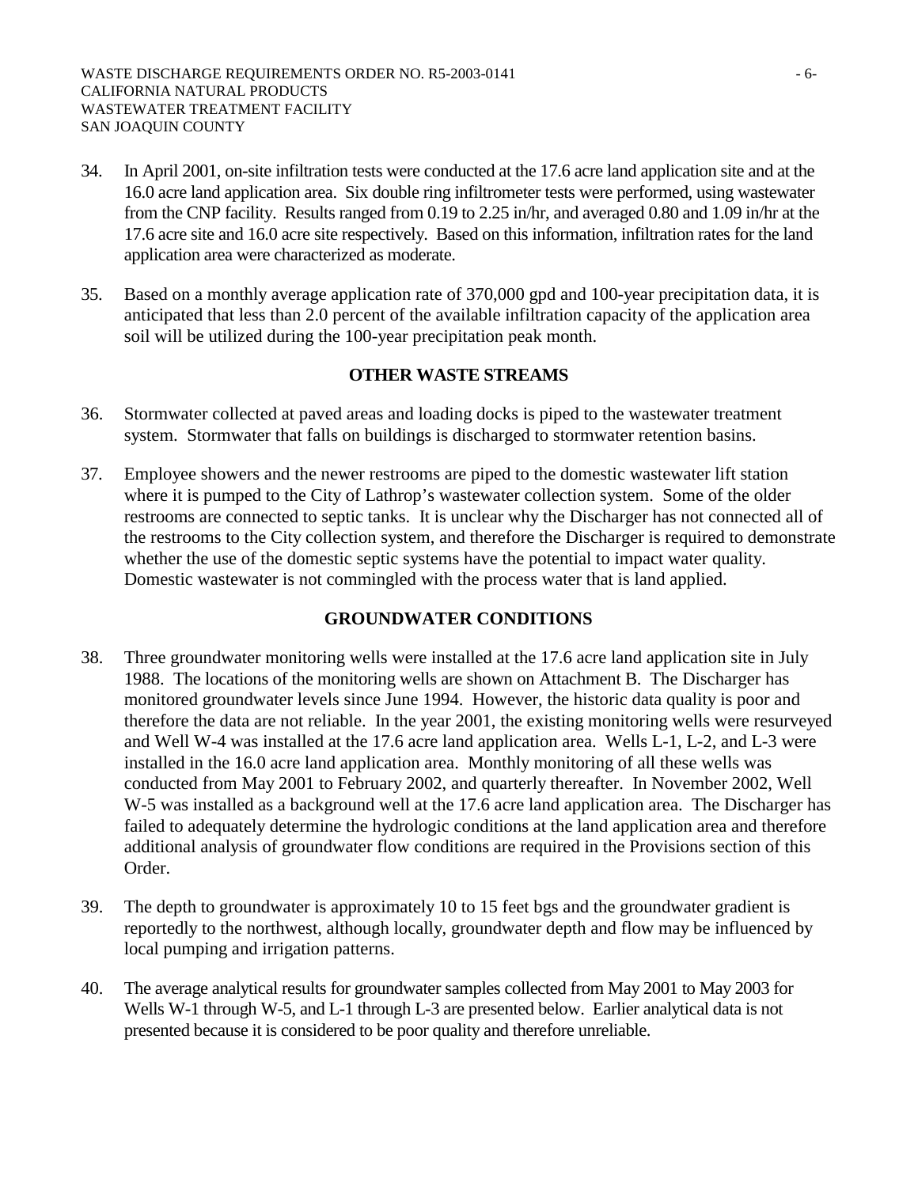34. In April 2001, on-site infiltration tests were conducted at the 17.6 acre land application site and at the 16.0 acre land application area. Six double ring infiltrometer tests were performed, using wastewater from the CNP facility. Results ranged from 0.19 to 2.25 in/hr, and averaged 0.80 and 1.09 in/hr at the 17.6 acre site and 16.0 acre site respectively. Based on this information, infiltration rates for the land application area were characterized as moderate.

35. Based on a monthly average application rate of 370,000 gpd and 100-year precipitation data, it is anticipated that less than 2.0 percent of the available infiltration capacity of the application area soil will be utilized during the 100-year precipitation peak month.

## OTHER WASTE STREAMS

36. Stormwater collected at paved areas and loading docks is piped to the wastewater treatment system. Stormwater that falls on buildings is discharged to stormwater retention basins.

37. Employee showers and the newer restrooms are piped to the domestic wastewater lift station where it is pumped to the City of Lathrop's wastewater collection system. Some of the older restrooms are connected to septic tanks. It is unclear why the Discharger has not connected all of the restrooms to the City collection system, and therefore the Discharger is required to demonstrate whether the use of the domestic septic systems have the potential to impact water quality. Domestic wastewater is not commingled with the process water that is land applied.

## GROUNDWATER CONDITIONS

38. Three groundwater monitoring wells were installed at the 17.6 acre land application site in July 1988. The locations of the monitoring wells are shown on Attachment B. The Discharger has monitored groundwater levels since June 1994. However, the historic data quality is poor and therefore the data are not reliable. In the year 2001, the existing monitoring wells were resurveyed and Well W-4 was installed at the 17.6 acre land application area. Wells L-1, L-2, and L-3 were installed in the 16.0 acre land application area. Monthly monitoring of all these wells was conducted from May 2001 to February 2002, and quarterly thereafter. In November 2002, Well W-5 was installed as a background well at the 17.6 acre land application area. The Discharger has failed to adequately determine the hydrologic conditions at the land application area and therefore additional analysis of groundwater flow conditions are required in the Provisions section of this Order.

39. The depth to groundwater is approximately 10 to 15 feet bgs and the groundwater gradient is reportedly to the northwest, although locally, groundwater depth and flow may be influenced by local pumping and irrigation patterns.

40. The average analytical results for groundwater samples collected from May 2001 to May 2003 for Wells W-1 through W-5, and L-1 through L-3 are presented below. Earlier analytical data is not presented because it is considered to be poor quality and therefore unreliable.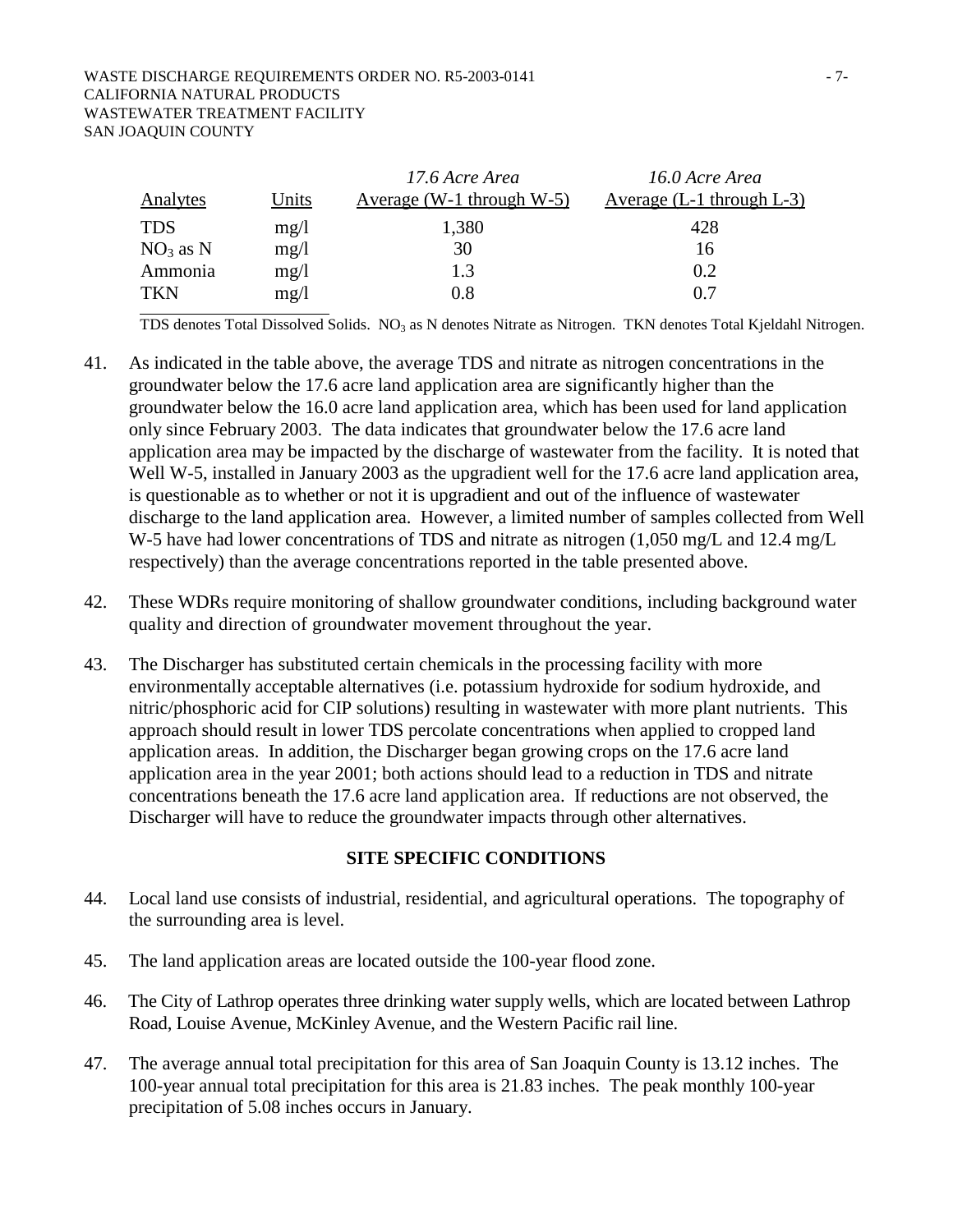| Analytes | Units | *17.6 Acre Area* Average (W-1 through W-5) | *16.0 Acre Area* Average (L-1 through L-3) |
|---|---|---|---|
| TDS | mg/l | 1,380 | 428 |
| $NO_3$ as N | mg/l | 30 | 16 |
| Ammonia | mg/l | 1.3 | 0.2 |
| TKN | mg/l | 0.8 | 0.7 |

TDS denotes Total Dissolved Solids. $NO_3$ as N denotes Nitrate as Nitrogen. TKN denotes Total Kjeldahl Nitrogen.

41. As indicated in the table above, the average TDS and nitrate as nitrogen concentrations in the groundwater below the 17.6 acre land application area are significantly higher than the groundwater below the 16.0 acre land application area, which has been used for land application only since February 2003. The data indicates that groundwater below the 17.6 acre land application area may be impacted by the discharge of wastewater from the facility. It is noted that Well W-5, installed in January 2003 as the upgradient well for the 17.6 acre land application area, is questionable as to whether or not it is upgradient and out of the influence of wastewater discharge to the land application area. However, a limited number of samples collected from Well W-5 have had lower concentrations of TDS and nitrate as nitrogen (1,050 mg/L and 12.4 mg/L respectively) than the average concentrations reported in the table presented above.

42. These WDRs require monitoring of shallow groundwater conditions, including background water quality and direction of groundwater movement throughout the year.

43. The Discharger has substituted certain chemicals in the processing facility with more environmentally acceptable alternatives (i.e. potassium hydroxide for sodium hydroxide, and nitric/phosphoric acid for CIP solutions) resulting in wastewater with more plant nutrients. This approach should result in lower TDS percolate concentrations when applied to cropped land application areas. In addition, the Discharger began growing crops on the 17.6 acre land application area in the year 2001; both actions should lead to a reduction in TDS and nitrate concentrations beneath the 17.6 acre land application area. If reductions are not observed, the Discharger will have to reduce the groundwater impacts through other alternatives.

## SITE SPECIFIC CONDITIONS

44. Local land use consists of industrial, residential, and agricultural operations. The topography of the surrounding area is level.

45. The land application areas are located outside the 100-year flood zone.

46. The City of Lathrop operates three drinking water supply wells, which are located between Lathrop Road, Louise Avenue, McKinley Avenue, and the Western Pacific rail line.

47. The average annual total precipitation for this area of San Joaquin County is 13.12 inches. The 100-year annual total precipitation for this area is 21.83 inches. The peak monthly 100-year precipitation of 5.08 inches occurs in January.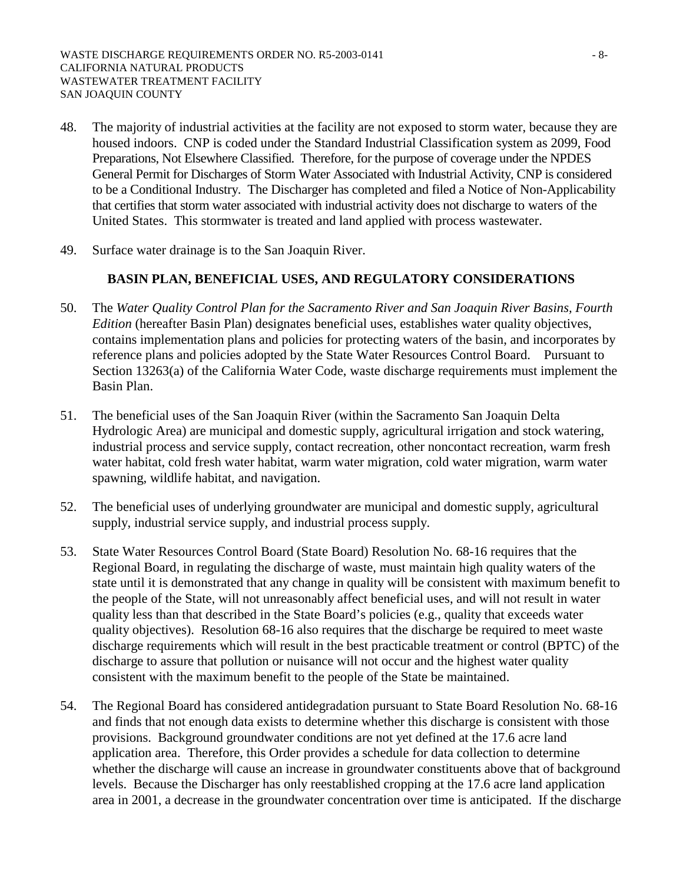48. The majority of industrial activities at the facility are not exposed to storm water, because they are housed indoors. CNP is coded under the Standard Industrial Classification system as 2099, Food Preparations, Not Elsewhere Classified. Therefore, for the purpose of coverage under the NPDES General Permit for Discharges of Storm Water Associated with Industrial Activity, CNP is considered to be a Conditional Industry. The Discharger has completed and filed a Notice of Non-Applicability that certifies that storm water associated with industrial activity does not discharge to waters of the United States. This stormwater is treated and land applied with process wastewater.

49. Surface water drainage is to the San Joaquin River.

## BASIN PLAN, BENEFICIAL USES, AND REGULATORY CONSIDERATIONS

50. The *Water Quality Control Plan for the Sacramento River and San Joaquin River Basins, Fourth Edition* (hereafter Basin Plan) designates beneficial uses, establishes water quality objectives, contains implementation plans and policies for protecting waters of the basin, and incorporates by reference plans and policies adopted by the State Water Resources Control Board. Pursuant to Section 13263(a) of the California Water Code, waste discharge requirements must implement the Basin Plan.

51. The beneficial uses of the San Joaquin River (within the Sacramento San Joaquin Delta Hydrologic Area) are municipal and domestic supply, agricultural irrigation and stock watering, industrial process and service supply, contact recreation, other noncontact recreation, warm fresh water habitat, cold fresh water habitat, warm water migration, cold water migration, warm water spawning, wildlife habitat, and navigation.

52. The beneficial uses of underlying groundwater are municipal and domestic supply, agricultural supply, industrial service supply, and industrial process supply.

53. State Water Resources Control Board (State Board) Resolution No. 68-16 requires that the Regional Board, in regulating the discharge of waste, must maintain high quality waters of the state until it is demonstrated that any change in quality will be consistent with maximum benefit to the people of the State, will not unreasonably affect beneficial uses, and will not result in water quality less than that described in the State Board's policies (e.g., quality that exceeds water quality objectives). Resolution 68-16 also requires that the discharge be required to meet waste discharge requirements which will result in the best practicable treatment or control (BPTC) of the discharge to assure that pollution or nuisance will not occur and the highest water quality consistent with the maximum benefit to the people of the State be maintained.

54. The Regional Board has considered antidegradation pursuant to State Board Resolution No. 68-16 and finds that not enough data exists to determine whether this discharge is consistent with those provisions. Background groundwater conditions are not yet defined at the 17.6 acre land application area. Therefore, this Order provides a schedule for data collection to determine whether the discharge will cause an increase in groundwater constituents above that of background levels. Because the Discharger has only reestablished cropping at the 17.6 acre land application area in 2001, a decrease in the groundwater concentration over time is anticipated. If the discharge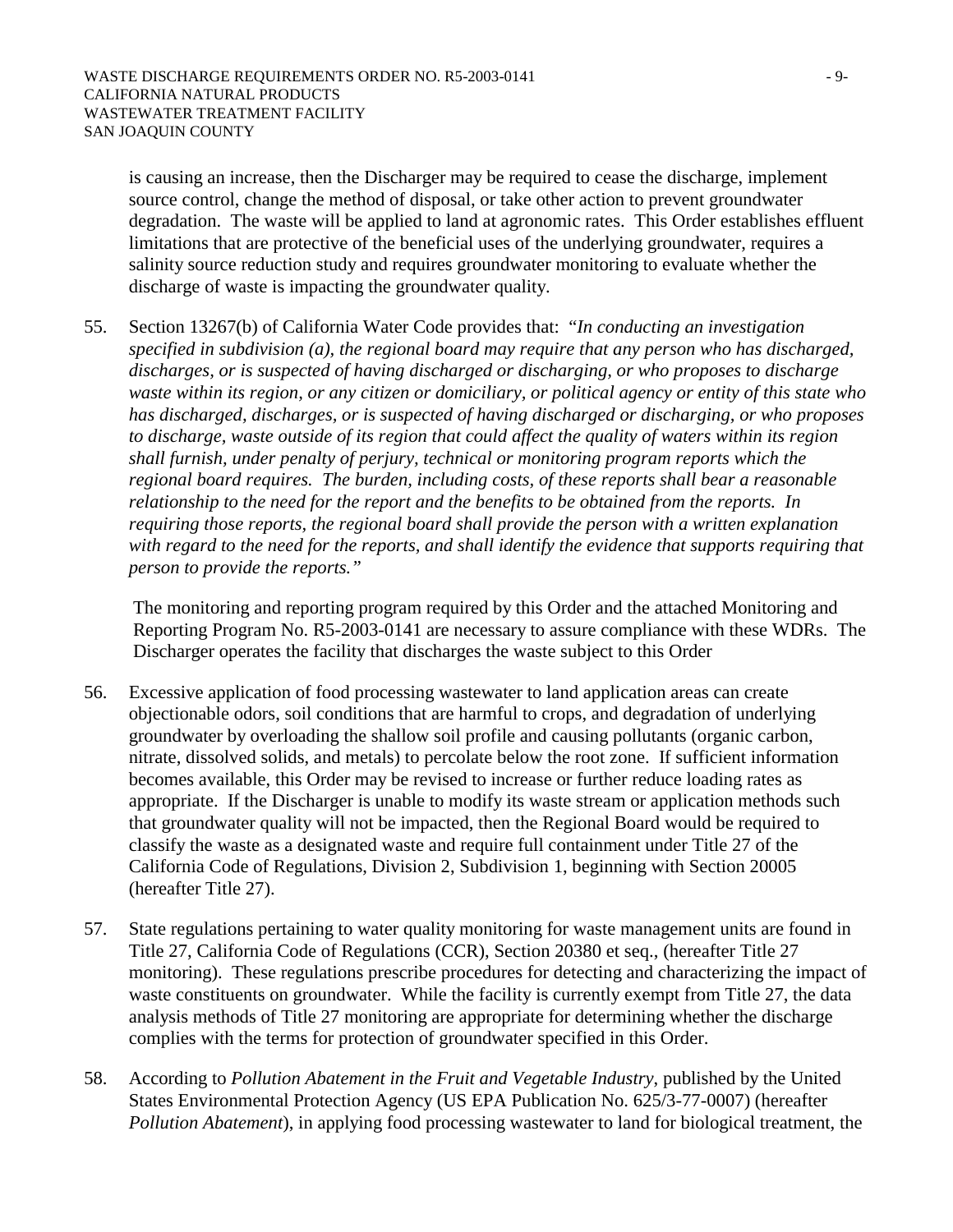is causing an increase, then the Discharger may be required to cease the discharge, implement source control, change the method of disposal, or take other action to prevent groundwater degradation. The waste will be applied to land at agronomic rates. This Order establishes effluent limitations that are protective of the beneficial uses of the underlying groundwater, requires a salinity source reduction study and requires groundwater monitoring to evaluate whether the discharge of waste is impacting the groundwater quality.

55. Section 13267(b) of California Water Code provides that: *"In conducting an investigation specified in subdivision (a), the regional board may require that any person who has discharged, discharges, or is suspected of having discharged or discharging, or who proposes to discharge waste within its region, or any citizen or domiciliary, or political agency or entity of this state who has discharged, discharges, or is suspected of having discharged or discharging, or who proposes to discharge, waste outside of its region that could affect the quality of waters within its region shall furnish, under penalty of perjury, technical or monitoring program reports which the regional board requires. The burden, including costs, of these reports shall bear a reasonable relationship to the need for the report and the benefits to be obtained from the reports. In requiring those reports, the regional board shall provide the person with a written explanation with regard to the need for the reports, and shall identify the evidence that supports requiring that person to provide the reports."*

    The monitoring and reporting program required by this Order and the attached Monitoring and Reporting Program No. R5-2003-0141 are necessary to assure compliance with these WDRs. The Discharger operates the facility that discharges the waste subject to this Order

56. Excessive application of food processing wastewater to land application areas can create objectionable odors, soil conditions that are harmful to crops, and degradation of underlying groundwater by overloading the shallow soil profile and causing pollutants (organic carbon, nitrate, dissolved solids, and metals) to percolate below the root zone. If sufficient information becomes available, this Order may be revised to increase or further reduce loading rates as appropriate. If the Discharger is unable to modify its waste stream or application methods such that groundwater quality will not be impacted, then the Regional Board would be required to classify the waste as a designated waste and require full containment under Title 27 of the California Code of Regulations, Division 2, Subdivision 1, beginning with Section 20005 (hereafter Title 27).

57. State regulations pertaining to water quality monitoring for waste management units are found in Title 27, California Code of Regulations (CCR), Section 20380 et seq., (hereafter Title 27 monitoring). These regulations prescribe procedures for detecting and characterizing the impact of waste constituents on groundwater. While the facility is currently exempt from Title 27, the data analysis methods of Title 27 monitoring are appropriate for determining whether the discharge complies with the terms for protection of groundwater specified in this Order.

58. According to *Pollution Abatement in the Fruit and Vegetable Industry*, published by the United States Environmental Protection Agency (US EPA Publication No. 625/3-77-0007) (hereafter *Pollution Abatement*), in applying food processing wastewater to land for biological treatment, the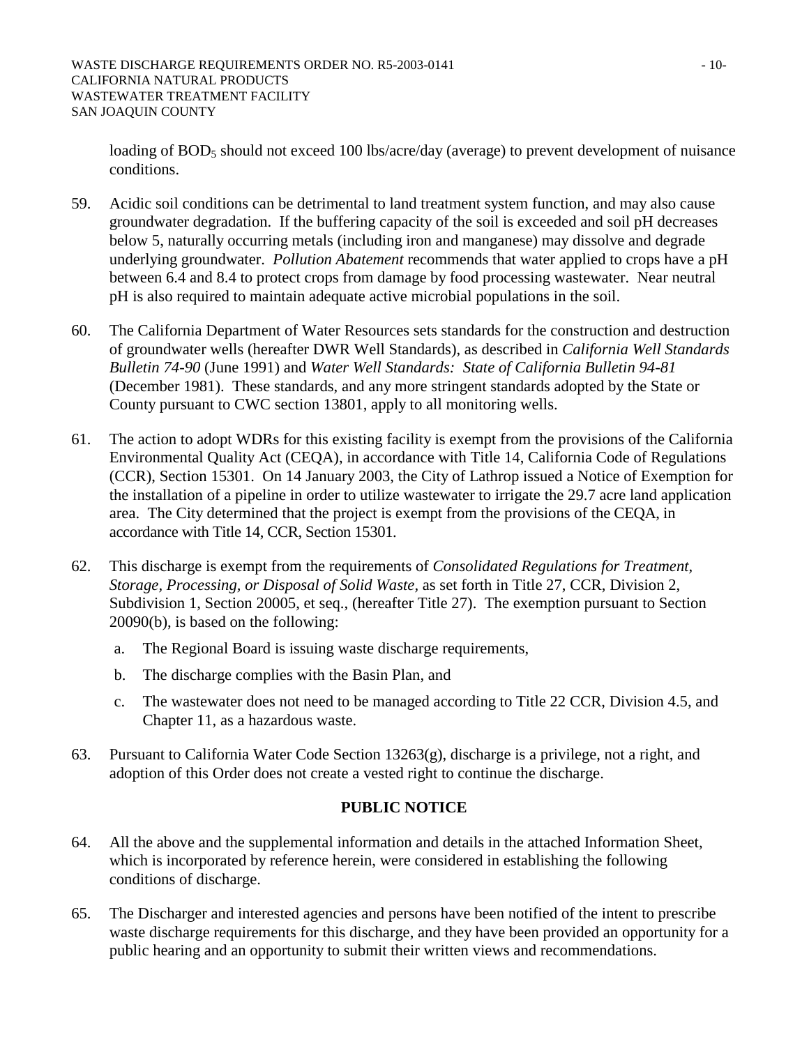loading of $BOD_5$ should not exceed 100 lbs/acre/day (average) to prevent development of nuisance conditions.

59. Acidic soil conditions can be detrimental to land treatment system function, and may also cause groundwater degradation. If the buffering capacity of the soil is exceeded and soil pH decreases below 5, naturally occurring metals (including iron and manganese) may dissolve and degrade underlying groundwater. *Pollution Abatement* recommends that water applied to crops have a pH between 6.4 and 8.4 to protect crops from damage by food processing wastewater. Near neutral pH is also required to maintain adequate active microbial populations in the soil.

60. The California Department of Water Resources sets standards for the construction and destruction of groundwater wells (hereafter DWR Well Standards), as described in *California Well Standards Bulletin 74-90* (June 1991) and *Water Well Standards: State of California Bulletin 94-81* (December 1981). These standards, and any more stringent standards adopted by the State or County pursuant to CWC section 13801, apply to all monitoring wells.

61. The action to adopt WDRs for this existing facility is exempt from the provisions of the California Environmental Quality Act (CEQA), in accordance with Title 14, California Code of Regulations (CCR), Section 15301. On 14 January 2003, the City of Lathrop issued a Notice of Exemption for the installation of a pipeline in order to utilize wastewater to irrigate the 29.7 acre land application area. The City determined that the project is exempt from the provisions of the CEQA, in accordance with Title 14, CCR, Section 15301.

62. This discharge is exempt from the requirements of *Consolidated Regulations for Treatment, Storage, Processing, or Disposal of Solid Waste*, as set forth in Title 27, CCR, Division 2, Subdivision 1, Section 20005, et seq., (hereafter Title 27). The exemption pursuant to Section 20090(b), is based on the following:

    a. The Regional Board is issuing waste discharge requirements,

    b. The discharge complies with the Basin Plan, and

    c. The wastewater does not need to be managed according to Title 22 CCR, Division 4.5, and Chapter 11, as a hazardous waste.

63. Pursuant to California Water Code Section 13263(g), discharge is a privilege, not a right, and adoption of this Order does not create a vested right to continue the discharge.

## PUBLIC NOTICE

64. All the above and the supplemental information and details in the attached Information Sheet, which is incorporated by reference herein, were considered in establishing the following conditions of discharge.

65. The Discharger and interested agencies and persons have been notified of the intent to prescribe waste discharge requirements for this discharge, and they have been provided an opportunity for a public hearing and an opportunity to submit their written views and recommendations.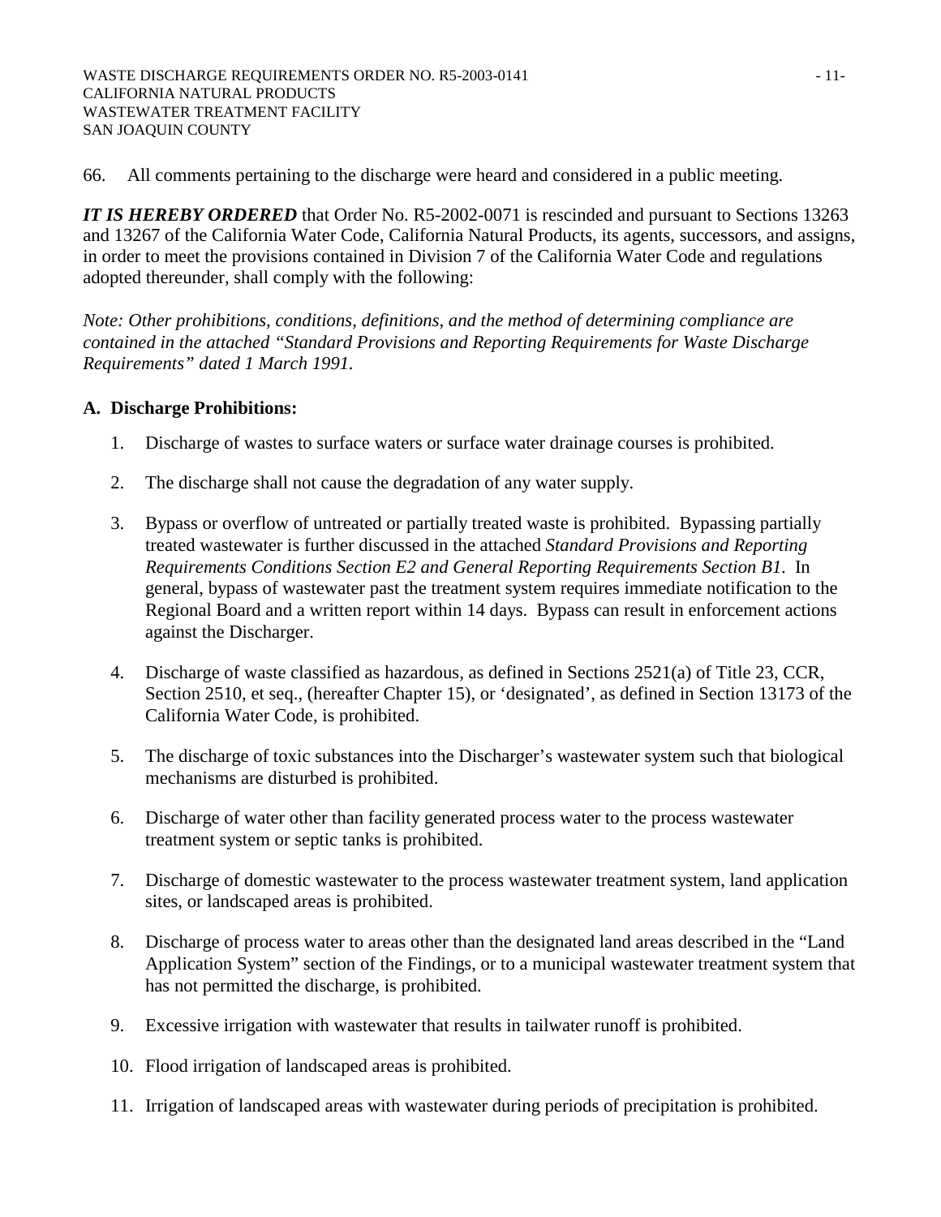66. All comments pertaining to the discharge were heard and considered in a public meeting.

***IT IS HEREBY ORDERED*** that Order No. R5-2002-0071 is rescinded and pursuant to Sections 13263 and 13267 of the California Water Code, California Natural Products, its agents, successors, and assigns, in order to meet the provisions contained in Division 7 of the California Water Code and regulations adopted thereunder, shall comply with the following:

*Note: Other prohibitions, conditions, definitions, and the method of determining compliance are contained in the attached "Standard Provisions and Reporting Requirements for Waste Discharge Requirements" dated 1 March 1991.*

**A. Discharge Prohibitions:**

1. Discharge of wastes to surface waters or surface water drainage courses is prohibited.
2. The discharge shall not cause the degradation of any water supply.
3. Bypass or overflow of untreated or partially treated waste is prohibited. Bypassing partially treated wastewater is further discussed in the attached *Standard Provisions and Reporting Requirements Conditions Section E2 and General Reporting Requirements Section B1*. In general, bypass of wastewater past the treatment system requires immediate notification to the Regional Board and a written report within 14 days. Bypass can result in enforcement actions against the Discharger.
4. Discharge of waste classified as hazardous, as defined in Sections 2521(a) of Title 23, CCR, Section 2510, et seq., (hereafter Chapter 15), or 'designated', as defined in Section 13173 of the California Water Code, is prohibited.
5. The discharge of toxic substances into the Discharger's wastewater system such that biological mechanisms are disturbed is prohibited.
6. Discharge of water other than facility generated process water to the process wastewater treatment system or septic tanks is prohibited.
7. Discharge of domestic wastewater to the process wastewater treatment system, land application sites, or landscaped areas is prohibited.
8. Discharge of process water to areas other than the designated land areas described in the "Land Application System" section of the Findings, or to a municipal wastewater treatment system that has not permitted the discharge, is prohibited.
9. Excessive irrigation with wastewater that results in tailwater runoff is prohibited.
10. Flood irrigation of landscaped areas is prohibited.
11. Irrigation of landscaped areas with wastewater during periods of precipitation is prohibited.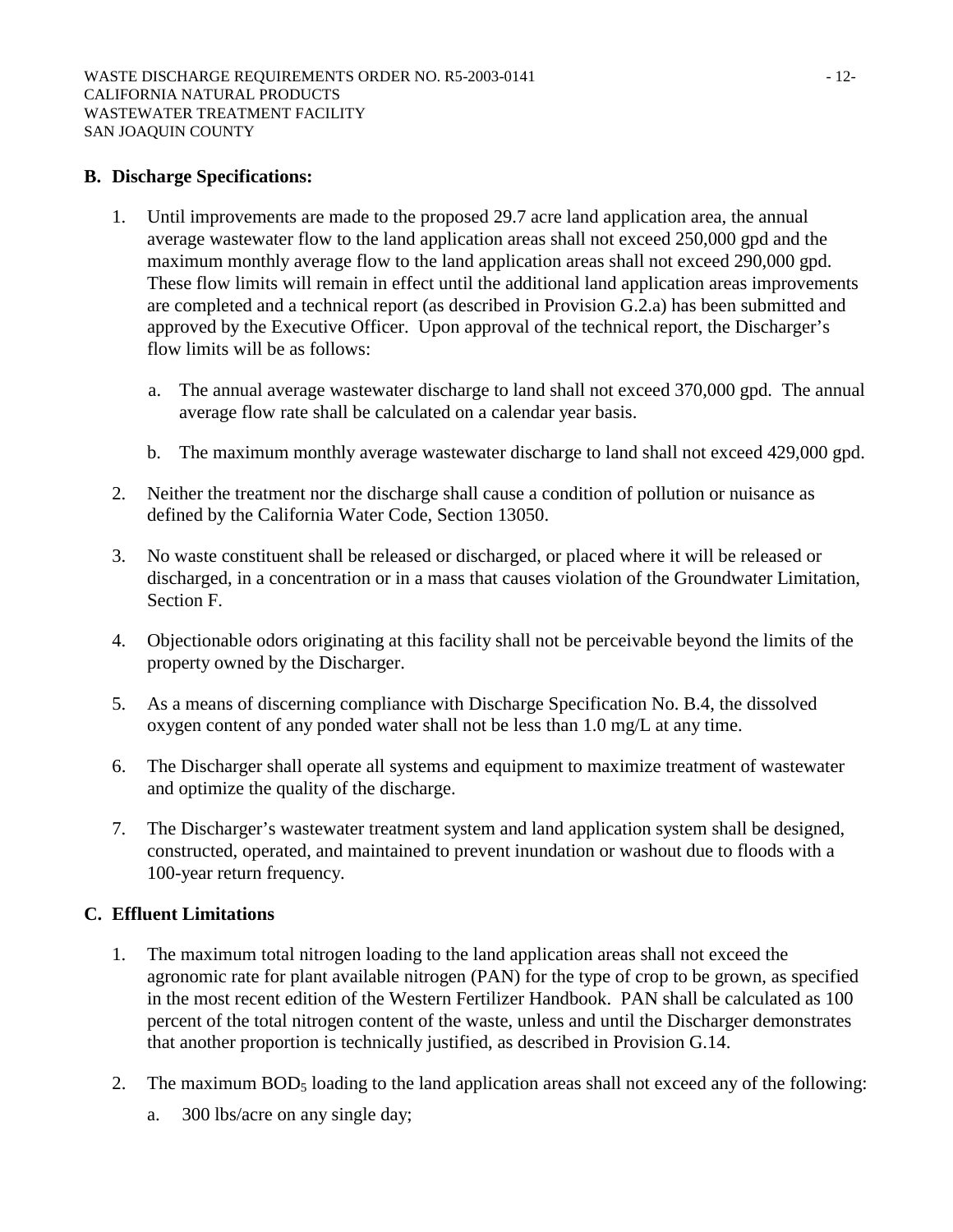## B. Discharge Specifications:

1. Until improvements are made to the proposed 29.7 acre land application area, the annual average wastewater flow to the land application areas shall not exceed 250,000 gpd and the maximum monthly average flow to the land application areas shall not exceed 290,000 gpd. These flow limits will remain in effect until the additional land application areas improvements are completed and a technical report (as described in Provision G.2.a) has been submitted and approved by the Executive Officer. Upon approval of the technical report, the Discharger's flow limits will be as follows:

   a. The annual average wastewater discharge to land shall not exceed 370,000 gpd. The annual average flow rate shall be calculated on a calendar year basis.

   b. The maximum monthly average wastewater discharge to land shall not exceed 429,000 gpd.

2. Neither the treatment nor the discharge shall cause a condition of pollution or nuisance as defined by the California Water Code, Section 13050.

3. No waste constituent shall be released or discharged, or placed where it will be released or discharged, in a concentration or in a mass that causes violation of the Groundwater Limitation, Section F.

4. Objectionable odors originating at this facility shall not be perceivable beyond the limits of the property owned by the Discharger.

5. As a means of discerning compliance with Discharge Specification No. B.4, the dissolved oxygen content of any ponded water shall not be less than 1.0 mg/L at any time.

6. The Discharger shall operate all systems and equipment to maximize treatment of wastewater and optimize the quality of the discharge.

7. The Discharger's wastewater treatment system and land application system shall be designed, constructed, operated, and maintained to prevent inundation or washout due to floods with a 100-year return frequency.

## C. Effluent Limitations

1. The maximum total nitrogen loading to the land application areas shall not exceed the agronomic rate for plant available nitrogen (PAN) for the type of crop to be grown, as specified in the most recent edition of the Western Fertilizer Handbook. PAN shall be calculated as 100 percent of the total nitrogen content of the waste, unless and until the Discharger demonstrates that another proportion is technically justified, as described in Provision G.14.

2. The maximum $BOD_5$ loading to the land application areas shall not exceed any of the following:

   a. 300 lbs/acre on any single day;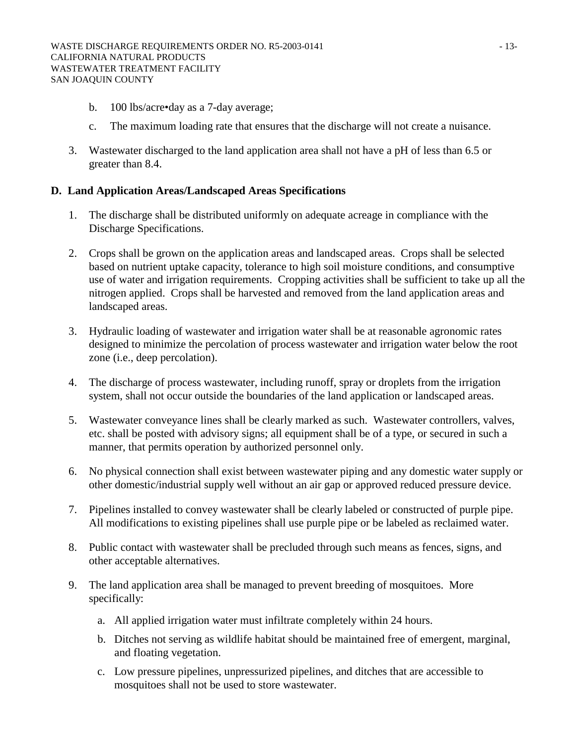b. 100 lbs/acre•day as a 7-day average;

   c. The maximum loading rate that ensures that the discharge will not create a nuisance.

3. Wastewater discharged to the land application area shall not have a pH of less than 6.5 or greater than 8.4.

**D. Land Application Areas/Landscaped Areas Specifications**

1. The discharge shall be distributed uniformly on adequate acreage in compliance with the Discharge Specifications.

2. Crops shall be grown on the application areas and landscaped areas. Crops shall be selected based on nutrient uptake capacity, tolerance to high soil moisture conditions, and consumptive use of water and irrigation requirements. Cropping activities shall be sufficient to take up all the nitrogen applied. Crops shall be harvested and removed from the land application areas and landscaped areas.

3. Hydraulic loading of wastewater and irrigation water shall be at reasonable agronomic rates designed to minimize the percolation of process wastewater and irrigation water below the root zone (i.e., deep percolation).

4. The discharge of process wastewater, including runoff, spray or droplets from the irrigation system, shall not occur outside the boundaries of the land application or landscaped areas.

5. Wastewater conveyance lines shall be clearly marked as such. Wastewater controllers, valves, etc. shall be posted with advisory signs; all equipment shall be of a type, or secured in such a manner, that permits operation by authorized personnel only.

6. No physical connection shall exist between wastewater piping and any domestic water supply or other domestic/industrial supply well without an air gap or approved reduced pressure device.

7. Pipelines installed to convey wastewater shall be clearly labeled or constructed of purple pipe. All modifications to existing pipelines shall use purple pipe or be labeled as reclaimed water.

8. Public contact with wastewater shall be precluded through such means as fences, signs, and other acceptable alternatives.

9. The land application area shall be managed to prevent breeding of mosquitoes. More specifically:

   a. All applied irrigation water must infiltrate completely within 24 hours.

   b. Ditches not serving as wildlife habitat should be maintained free of emergent, marginal, and floating vegetation.

   c. Low pressure pipelines, unpressurized pipelines, and ditches that are accessible to mosquitoes shall not be used to store wastewater.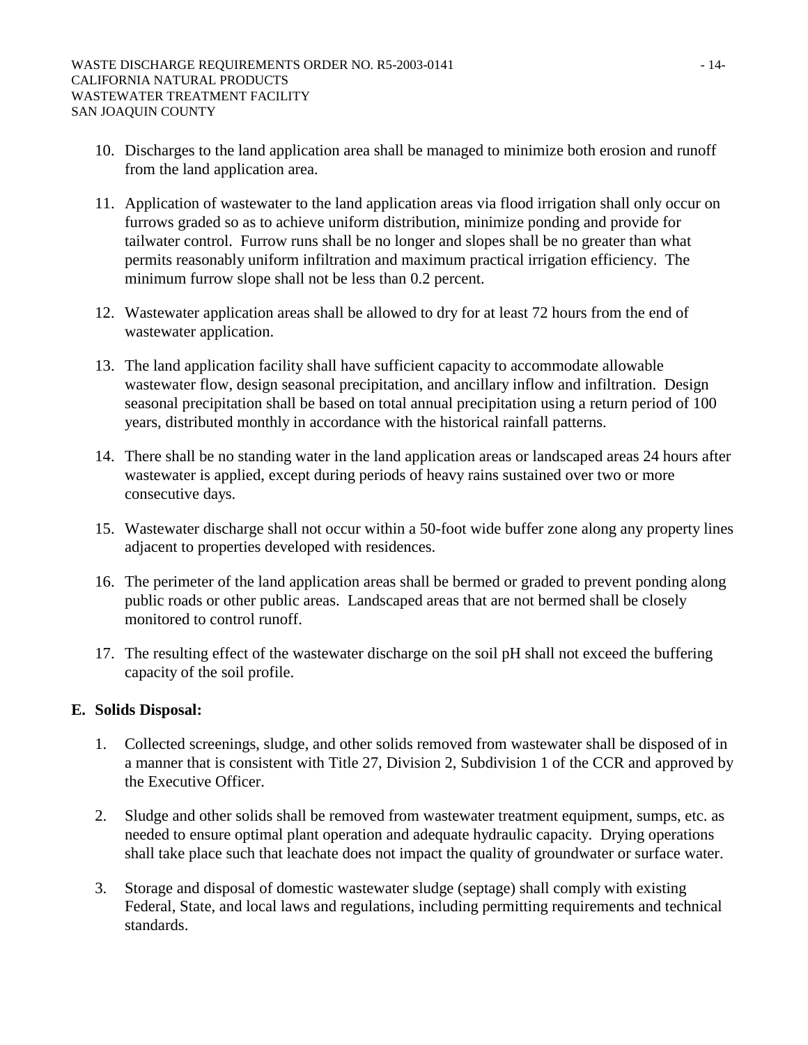10. Discharges to the land application area shall be managed to minimize both erosion and runoff from the land application area.

11. Application of wastewater to the land application areas via flood irrigation shall only occur on furrows graded so as to achieve uniform distribution, minimize ponding and provide for tailwater control. Furrow runs shall be no longer and slopes shall be no greater than what permits reasonably uniform infiltration and maximum practical irrigation efficiency. The minimum furrow slope shall not be less than 0.2 percent.

12. Wastewater application areas shall be allowed to dry for at least 72 hours from the end of wastewater application.

13. The land application facility shall have sufficient capacity to accommodate allowable wastewater flow, design seasonal precipitation, and ancillary inflow and infiltration. Design seasonal precipitation shall be based on total annual precipitation using a return period of 100 years, distributed monthly in accordance with the historical rainfall patterns.

14. There shall be no standing water in the land application areas or landscaped areas 24 hours after wastewater is applied, except during periods of heavy rains sustained over two or more consecutive days.

15. Wastewater discharge shall not occur within a 50-foot wide buffer zone along any property lines adjacent to properties developed with residences.

16. The perimeter of the land application areas shall be bermed or graded to prevent ponding along public roads or other public areas. Landscaped areas that are not bermed shall be closely monitored to control runoff.

17. The resulting effect of the wastewater discharge on the soil pH shall not exceed the buffering capacity of the soil profile.

**E. Solids Disposal:**

1. Collected screenings, sludge, and other solids removed from wastewater shall be disposed of in a manner that is consistent with Title 27, Division 2, Subdivision 1 of the CCR and approved by the Executive Officer.

2. Sludge and other solids shall be removed from wastewater treatment equipment, sumps, etc. as needed to ensure optimal plant operation and adequate hydraulic capacity. Drying operations shall take place such that leachate does not impact the quality of groundwater or surface water.

3. Storage and disposal of domestic wastewater sludge (septage) shall comply with existing Federal, State, and local laws and regulations, including permitting requirements and technical standards.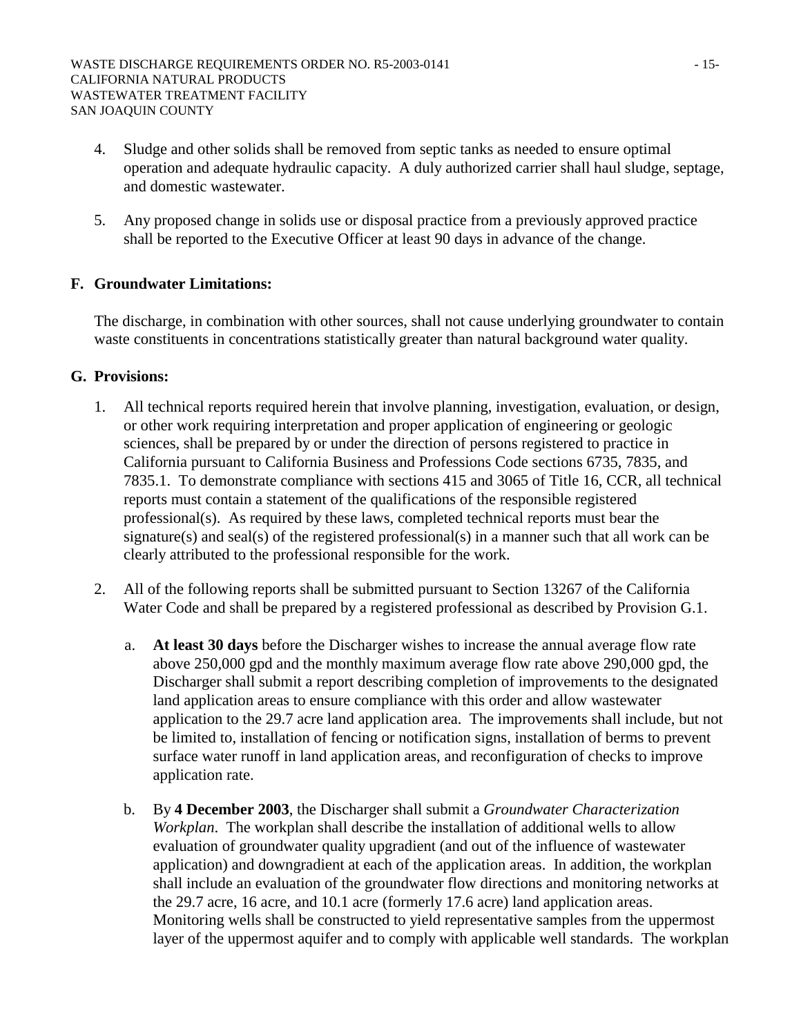4. Sludge and other solids shall be removed from septic tanks as needed to ensure optimal operation and adequate hydraulic capacity. A duly authorized carrier shall haul sludge, septage, and domestic wastewater.

5. Any proposed change in solids use or disposal practice from a previously approved practice shall be reported to the Executive Officer at least 90 days in advance of the change.

## F. Groundwater Limitations:

The discharge, in combination with other sources, shall not cause underlying groundwater to contain waste constituents in concentrations statistically greater than natural background water quality.

## G. Provisions:

1. All technical reports required herein that involve planning, investigation, evaluation, or design, or other work requiring interpretation and proper application of engineering or geologic sciences, shall be prepared by or under the direction of persons registered to practice in California pursuant to California Business and Professions Code sections 6735, 7835, and 7835.1. To demonstrate compliance with sections 415 and 3065 of Title 16, CCR, all technical reports must contain a statement of the qualifications of the responsible registered professional(s). As required by these laws, completed technical reports must bear the signature(s) and seal(s) of the registered professional(s) in a manner such that all work can be clearly attributed to the professional responsible for the work.

2. All of the following reports shall be submitted pursuant to Section 13267 of the California Water Code and shall be prepared by a registered professional as described by Provision G.1.

   a. **At least 30 days** before the Discharger wishes to increase the annual average flow rate above 250,000 gpd and the monthly maximum average flow rate above 290,000 gpd, the Discharger shall submit a report describing completion of improvements to the designated land application areas to ensure compliance with this order and allow wastewater application to the 29.7 acre land application area. The improvements shall include, but not be limited to, installation of fencing or notification signs, installation of berms to prevent surface water runoff in land application areas, and reconfiguration of checks to improve application rate.

   b. By **4 December 2003**, the Discharger shall submit a *Groundwater Characterization Workplan*. The workplan shall describe the installation of additional wells to allow evaluation of groundwater quality upgradient (and out of the influence of wastewater application) and downgradient at each of the application areas. In addition, the workplan shall include an evaluation of the groundwater flow directions and monitoring networks at the 29.7 acre, 16 acre, and 10.1 acre (formerly 17.6 acre) land application areas. Monitoring wells shall be constructed to yield representative samples from the uppermost layer of the uppermost aquifer and to comply with applicable well standards. The workplan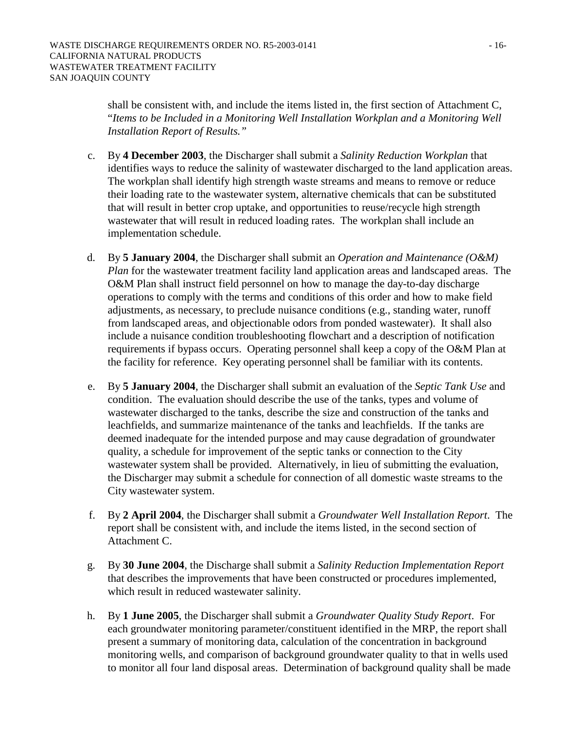shall be consistent with, and include the items listed in, the first section of Attachment C, "*Items to be Included in a Monitoring Well Installation Workplan and a Monitoring Well Installation Report of Results.*"

c. By **4 December 2003**, the Discharger shall submit a *Salinity Reduction Workplan* that identifies ways to reduce the salinity of wastewater discharged to the land application areas. The workplan shall identify high strength waste streams and means to remove or reduce their loading rate to the wastewater system, alternative chemicals that can be substituted that will result in better crop uptake, and opportunities to reuse/recycle high strength wastewater that will result in reduced loading rates. The workplan shall include an implementation schedule.

d. By **5 January 2004**, the Discharger shall submit an *Operation and Maintenance (O&M) Plan* for the wastewater treatment facility land application areas and landscaped areas. The O&M Plan shall instruct field personnel on how to manage the day-to-day discharge operations to comply with the terms and conditions of this order and how to make field adjustments, as necessary, to preclude nuisance conditions (e.g., standing water, runoff from landscaped areas, and objectionable odors from ponded wastewater). It shall also include a nuisance condition troubleshooting flowchart and a description of notification requirements if bypass occurs. Operating personnel shall keep a copy of the O&M Plan at the facility for reference. Key operating personnel shall be familiar with its contents.

e. By **5 January 2004**, the Discharger shall submit an evaluation of the *Septic Tank Use* and condition. The evaluation should describe the use of the tanks, types and volume of wastewater discharged to the tanks, describe the size and construction of the tanks and leachfields, and summarize maintenance of the tanks and leachfields. If the tanks are deemed inadequate for the intended purpose and may cause degradation of groundwater quality, a schedule for improvement of the septic tanks or connection to the City wastewater system shall be provided. Alternatively, in lieu of submitting the evaluation, the Discharger may submit a schedule for connection of all domestic waste streams to the City wastewater system.

f. By **2 April 2004**, the Discharger shall submit a *Groundwater Well Installation Report*. The report shall be consistent with, and include the items listed, in the second section of Attachment C.

g. By **30 June 2004**, the Discharge shall submit a *Salinity Reduction Implementation Report* that describes the improvements that have been constructed or procedures implemented, which result in reduced wastewater salinity.

h. By **1 June 2005**, the Discharger shall submit a *Groundwater Quality Study Report*. For each groundwater monitoring parameter/constituent identified in the MRP, the report shall present a summary of monitoring data, calculation of the concentration in background monitoring wells, and comparison of background groundwater quality to that in wells used to monitor all four land disposal areas. Determination of background quality shall be made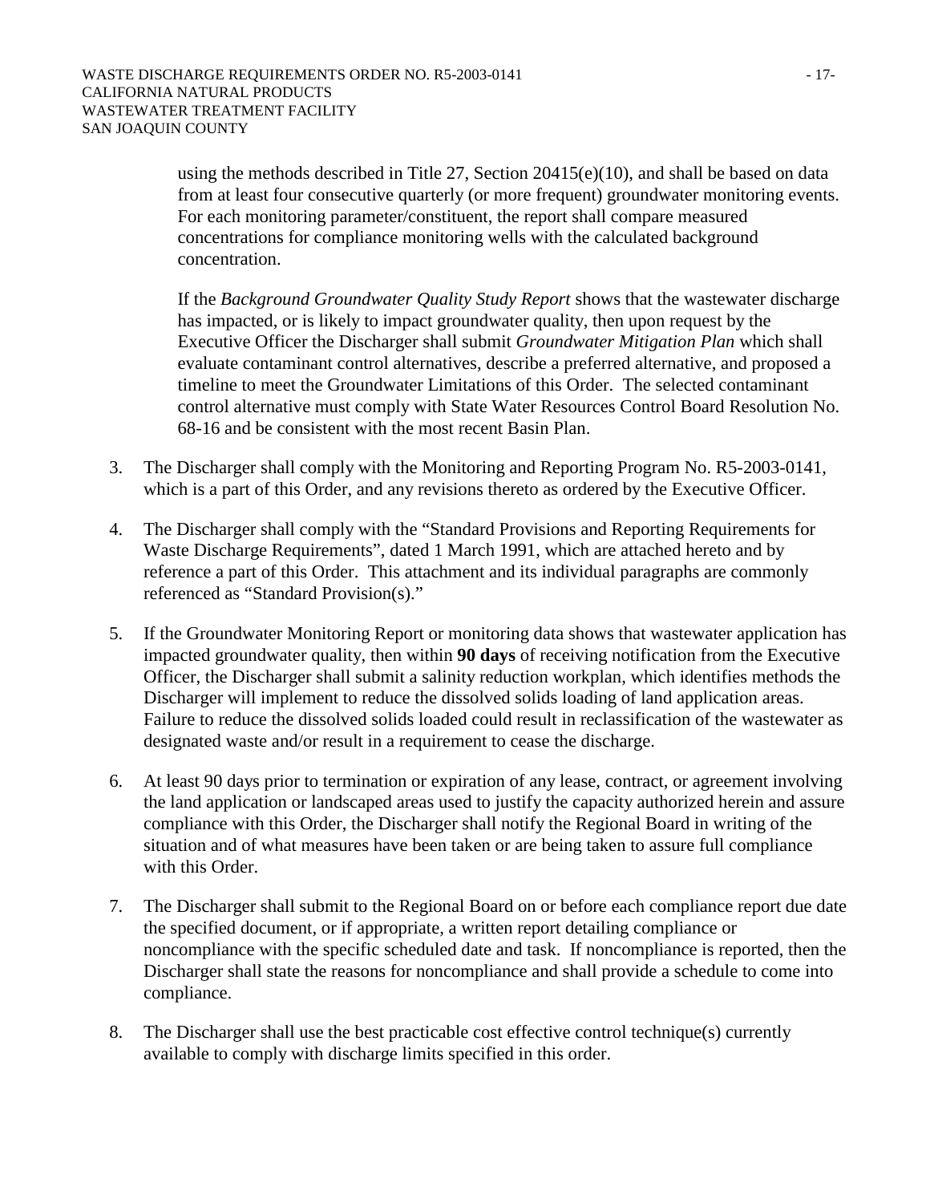using the methods described in Title 27, Section 20415(e)(10), and shall be based on data from at least four consecutive quarterly (or more frequent) groundwater monitoring events. For each monitoring parameter/constituent, the report shall compare measured concentrations for compliance monitoring wells with the calculated background concentration.

If the *Background Groundwater Quality Study Report* shows that the wastewater discharge has impacted, or is likely to impact groundwater quality, then upon request by the Executive Officer the Discharger shall submit *Groundwater Mitigation Plan* which shall evaluate contaminant control alternatives, describe a preferred alternative, and proposed a timeline to meet the Groundwater Limitations of this Order. The selected contaminant control alternative must comply with State Water Resources Control Board Resolution No. 68-16 and be consistent with the most recent Basin Plan.

3. The Discharger shall comply with the Monitoring and Reporting Program No. R5-2003-0141, which is a part of this Order, and any revisions thereto as ordered by the Executive Officer.

4. The Discharger shall comply with the "Standard Provisions and Reporting Requirements for Waste Discharge Requirements", dated 1 March 1991, which are attached hereto and by reference a part of this Order. This attachment and its individual paragraphs are commonly referenced as "Standard Provision(s)."

5. If the Groundwater Monitoring Report or monitoring data shows that wastewater application has impacted groundwater quality, then within **90 days** of receiving notification from the Executive Officer, the Discharger shall submit a salinity reduction workplan, which identifies methods the Discharger will implement to reduce the dissolved solids loading of land application areas. Failure to reduce the dissolved solids loaded could result in reclassification of the wastewater as designated waste and/or result in a requirement to cease the discharge.

6. At least 90 days prior to termination or expiration of any lease, contract, or agreement involving the land application or landscaped areas used to justify the capacity authorized herein and assure compliance with this Order, the Discharger shall notify the Regional Board in writing of the situation and of what measures have been taken or are being taken to assure full compliance with this Order.

7. The Discharger shall submit to the Regional Board on or before each compliance report due date the specified document, or if appropriate, a written report detailing compliance or noncompliance with the specific scheduled date and task. If noncompliance is reported, then the Discharger shall state the reasons for noncompliance and shall provide a schedule to come into compliance.

8. The Discharger shall use the best practicable cost effective control technique(s) currently available to comply with discharge limits specified in this order.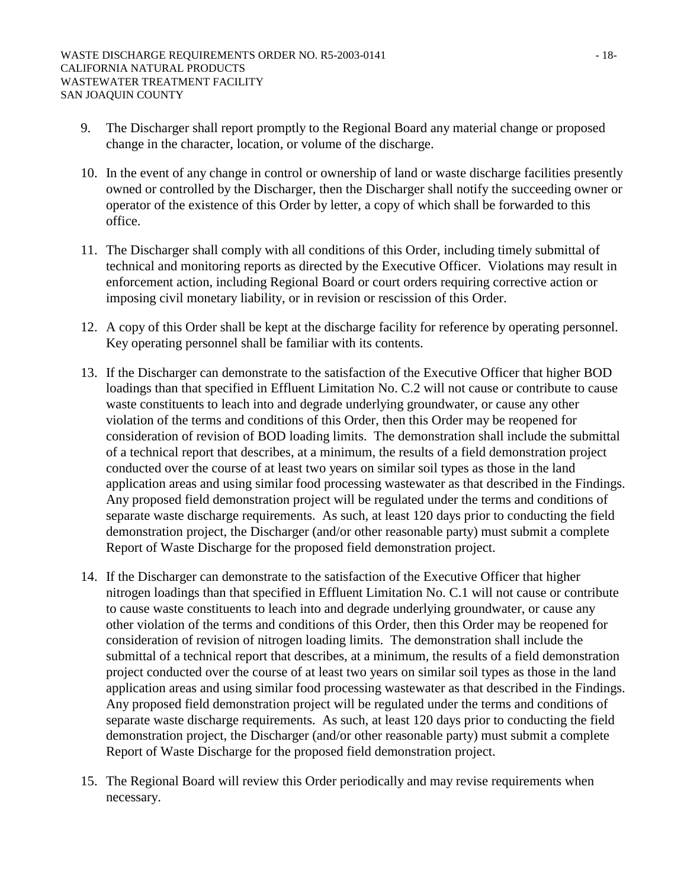9. The Discharger shall report promptly to the Regional Board any material change or proposed change in the character, location, or volume of the discharge.

10. In the event of any change in control or ownership of land or waste discharge facilities presently owned or controlled by the Discharger, then the Discharger shall notify the succeeding owner or operator of the existence of this Order by letter, a copy of which shall be forwarded to this office.

11. The Discharger shall comply with all conditions of this Order, including timely submittal of technical and monitoring reports as directed by the Executive Officer. Violations may result in enforcement action, including Regional Board or court orders requiring corrective action or imposing civil monetary liability, or in revision or rescission of this Order.

12. A copy of this Order shall be kept at the discharge facility for reference by operating personnel. Key operating personnel shall be familiar with its contents.

13. If the Discharger can demonstrate to the satisfaction of the Executive Officer that higher BOD loadings than that specified in Effluent Limitation No. C.2 will not cause or contribute to cause waste constituents to leach into and degrade underlying groundwater, or cause any other violation of the terms and conditions of this Order, then this Order may be reopened for consideration of revision of BOD loading limits. The demonstration shall include the submittal of a technical report that describes, at a minimum, the results of a field demonstration project conducted over the course of at least two years on similar soil types as those in the land application areas and using similar food processing wastewater as that described in the Findings. Any proposed field demonstration project will be regulated under the terms and conditions of separate waste discharge requirements. As such, at least 120 days prior to conducting the field demonstration project, the Discharger (and/or other reasonable party) must submit a complete Report of Waste Discharge for the proposed field demonstration project.

14. If the Discharger can demonstrate to the satisfaction of the Executive Officer that higher nitrogen loadings than that specified in Effluent Limitation No. C.1 will not cause or contribute to cause waste constituents to leach into and degrade underlying groundwater, or cause any other violation of the terms and conditions of this Order, then this Order may be reopened for consideration of revision of nitrogen loading limits. The demonstration shall include the submittal of a technical report that describes, at a minimum, the results of a field demonstration project conducted over the course of at least two years on similar soil types as those in the land application areas and using similar food processing wastewater as that described in the Findings. Any proposed field demonstration project will be regulated under the terms and conditions of separate waste discharge requirements. As such, at least 120 days prior to conducting the field demonstration project, the Discharger (and/or other reasonable party) must submit a complete Report of Waste Discharge for the proposed field demonstration project.

15. The Regional Board will review this Order periodically and may revise requirements when necessary.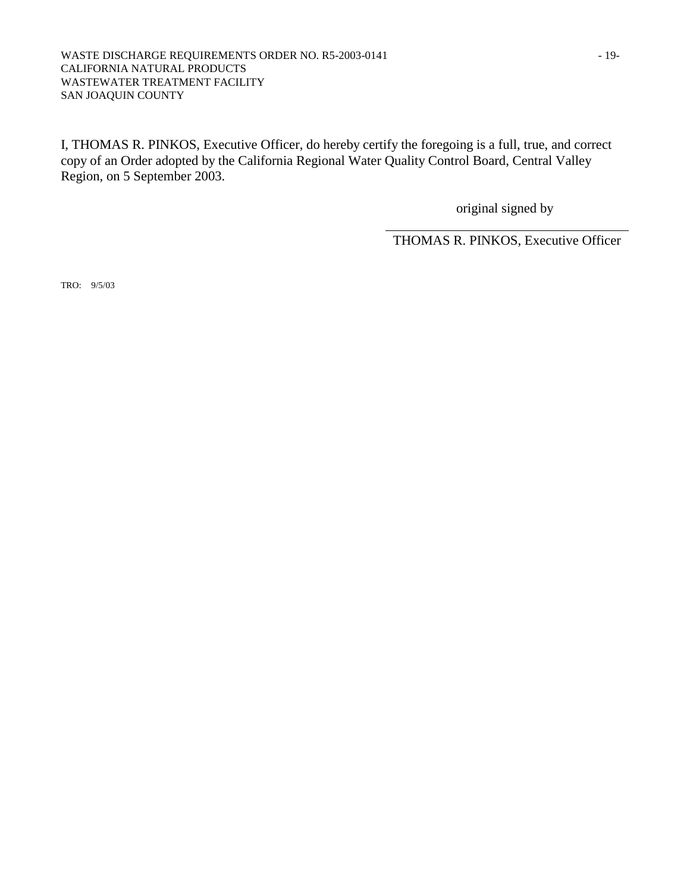I, THOMAS R. PINKOS, Executive Officer, do hereby certify the foregoing is a full, true, and correct copy of an Order adopted by the California Regional Water Quality Control Board, Central Valley Region, on 5 September 2003.

original signed by

THOMAS R. PINKOS, Executive Officer

TRO: 9/5/03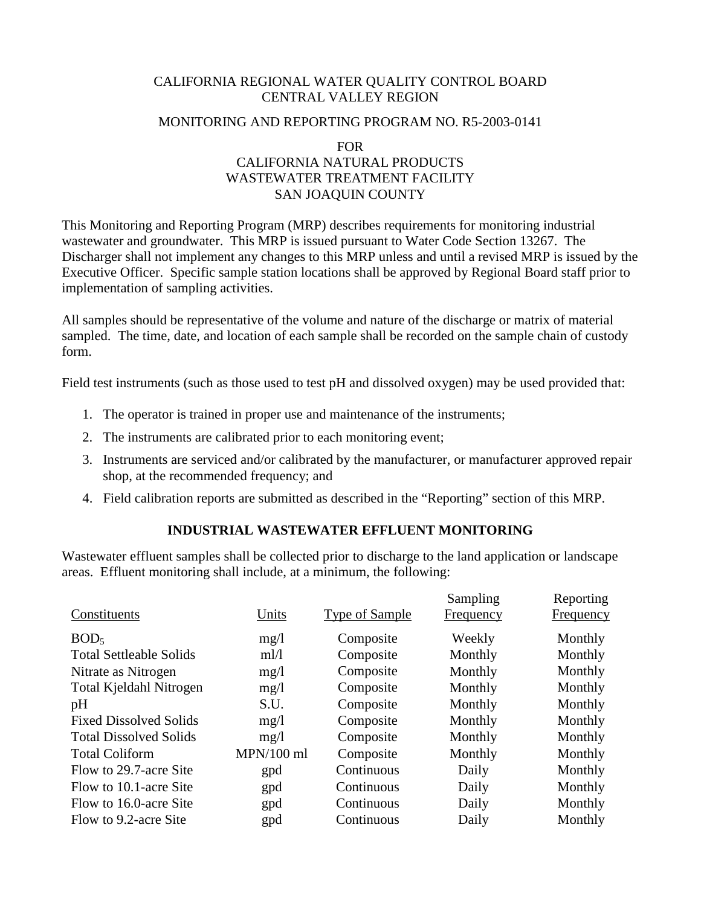CALIFORNIA REGIONAL WATER QUALITY CONTROL BOARD
CENTRAL VALLEY REGION

MONITORING AND REPORTING PROGRAM NO. R5-2003-0141

FOR
CALIFORNIA NATURAL PRODUCTS
WASTEWATER TREATMENT FACILITY
SAN JOAQUIN COUNTY

This Monitoring and Reporting Program (MRP) describes requirements for monitoring industrial wastewater and groundwater. This MRP is issued pursuant to Water Code Section 13267. The Discharger shall not implement any changes to this MRP unless and until a revised MRP is issued by the Executive Officer. Specific sample station locations shall be approved by Regional Board staff prior to implementation of sampling activities.

All samples should be representative of the volume and nature of the discharge or matrix of material sampled. The time, date, and location of each sample shall be recorded on the sample chain of custody form.

Field test instruments (such as those used to test pH and dissolved oxygen) may be used provided that:

1. The operator is trained in proper use and maintenance of the instruments;
2. The instruments are calibrated prior to each monitoring event;
3. Instruments are serviced and/or calibrated by the manufacturer, or manufacturer approved repair shop, at the recommended frequency; and
4. Field calibration reports are submitted as described in the "Reporting" section of this MRP.

## INDUSTRIAL WASTEWATER EFFLUENT MONITORING

Wastewater effluent samples shall be collected prior to discharge to the land application or landscape areas. Effluent monitoring shall include, at a minimum, the following:

| Constituents | Units | Type of Sample | Sampling Frequency | Reporting Frequency |
|---|---|---|---|---|
| $BOD_5$ | mg/l | Composite | Weekly | Monthly |
| Total Settleable Solids | ml/l | Composite | Monthly | Monthly |
| Nitrate as Nitrogen | mg/l | Composite | Monthly | Monthly |
| Total Kjeldahl Nitrogen | mg/l | Composite | Monthly | Monthly |
| pH | S.U. | Composite | Monthly | Monthly |
| Fixed Dissolved Solids | mg/l | Composite | Monthly | Monthly |
| Total Dissolved Solids | mg/l | Composite | Monthly | Monthly |
| Total Coliform | MPN/100 ml | Composite | Monthly | Monthly |
| Flow to 29.7-acre Site | gpd | Continuous | Daily | Monthly |
| Flow to 10.1-acre Site | gpd | Continuous | Daily | Monthly |
| Flow to 16.0-acre Site | gpd | Continuous | Daily | Monthly |
| Flow to 9.2-acre Site | gpd | Continuous | Daily | Monthly |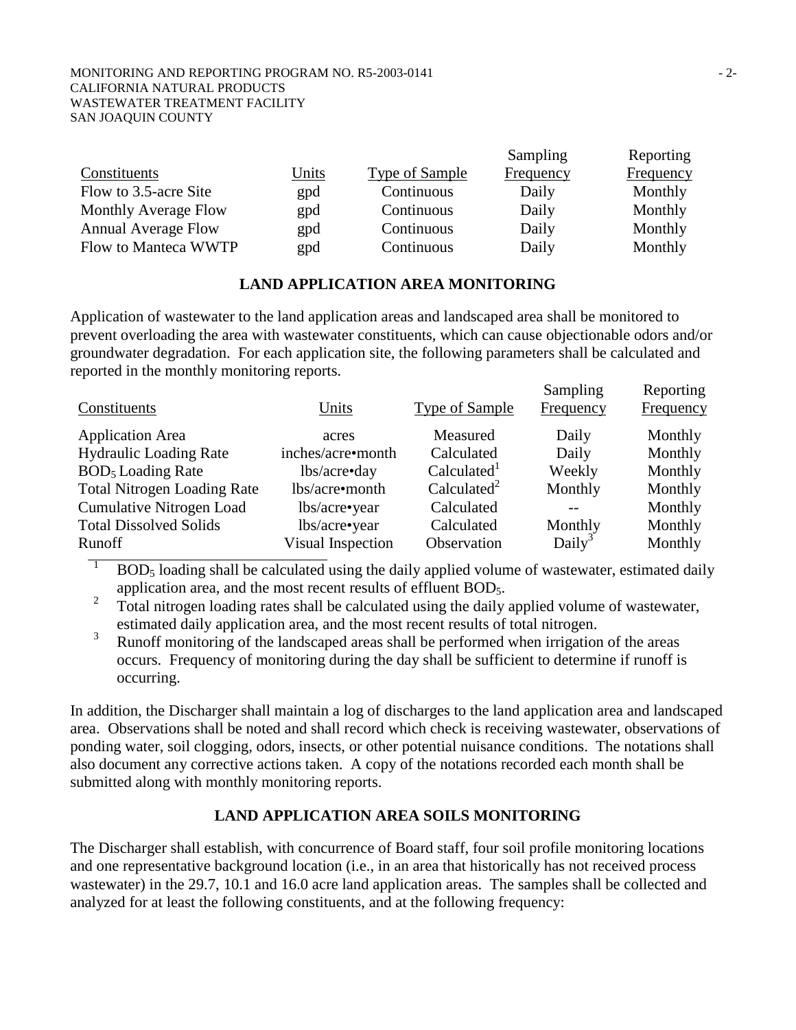| Constituents | Units | Type of Sample | Sampling Frequency | Reporting Frequency |
|---|---|---|---|---|
| Flow to 3.5-acre Site | gpd | Continuous | Daily | Monthly |
| Monthly Average Flow | gpd | Continuous | Daily | Monthly |
| Annual Average Flow | gpd | Continuous | Daily | Monthly |
| Flow to Manteca WWTP | gpd | Continuous | Daily | Monthly |

## LAND APPLICATION AREA MONITORING

Application of wastewater to the land application areas and landscaped area shall be monitored to prevent overloading the area with wastewater constituents, which can cause objectionable odors and/or groundwater degradation. For each application site, the following parameters shall be calculated and reported in the monthly monitoring reports.

| Constituents | Units | Type of Sample | Sampling Frequency | Reporting Frequency |
|---|---|---|---|---|
| Application Area | acres | Measured | Daily | Monthly |
| Hydraulic Loading Rate | inches/acre•month | Calculated | Daily | Monthly |
| $BOD_5$ Loading Rate | lbs/acre•day | Calculated[1] | Weekly | Monthly |
| Total Nitrogen Loading Rate | lbs/acre•month | Calculated[2] | Monthly | Monthly |
| Cumulative Nitrogen Load | lbs/acre•year | Calculated | -- | Monthly |
| Total Dissolved Solids | lbs/acre•year | Calculated | Monthly | Monthly |
| Runoff | Visual Inspection | Observation | Daily[3] | Monthly |

[1] $BOD_5$ loading shall be calculated using the daily applied volume of wastewater, estimated daily application area, and the most recent results of effluent $BOD_5$.

[2] Total nitrogen loading rates shall be calculated using the daily applied volume of wastewater, estimated daily application area, and the most recent results of total nitrogen.

[3] Runoff monitoring of the landscaped areas shall be performed when irrigation of the areas occurs. Frequency of monitoring during the day shall be sufficient to determine if runoff is occurring.

In addition, the Discharger shall maintain a log of discharges to the land application area and landscaped area. Observations shall be noted and shall record which check is receiving wastewater, observations of ponding water, soil clogging, odors, insects, or other potential nuisance conditions. The notations shall also document any corrective actions taken. A copy of the notations recorded each month shall be submitted along with monthly monitoring reports.

## LAND APPLICATION AREA SOILS MONITORING

The Discharger shall establish, with concurrence of Board staff, four soil profile monitoring locations and one representative background location (i.e., in an area that historically has not received process wastewater) in the 29.7, 10.1 and 16.0 acre land application areas. The samples shall be collected and analyzed for at least the following constituents, and at the following frequency: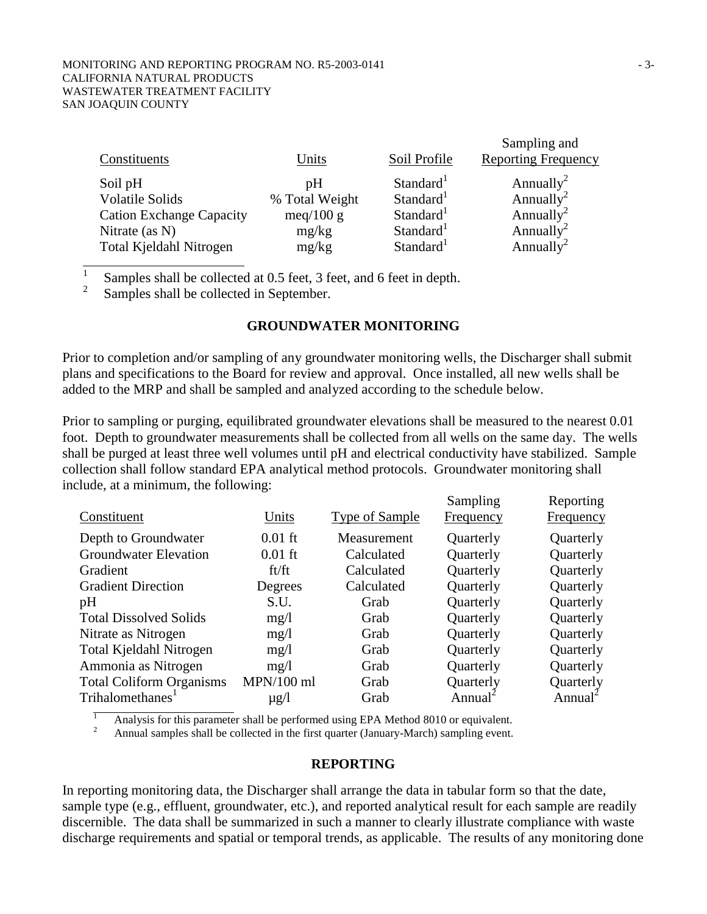| Constituents | Units | Soil Profile | Sampling and Reporting Frequency |
|---|---|---|---|
| Soil pH | pH | Standard[1] | Annually[2] |
| Volatile Solids | % Total Weight | Standard[1] | Annually[2] |
| Cation Exchange Capacity | meq/100 g | Standard[1] | Annually[2] |
| Nitrate (as N) | mg/kg | Standard[1] | Annually[2] |
| Total Kjeldahl Nitrogen | mg/kg | Standard[1] | Annually[2] |

[1] Samples shall be collected at 0.5 feet, 3 feet, and 6 feet in depth.
[2] Samples shall be collected in September.

## GROUNDWATER MONITORING

Prior to completion and/or sampling of any groundwater monitoring wells, the Discharger shall submit plans and specifications to the Board for review and approval. Once installed, all new wells shall be added to the MRP and shall be sampled and analyzed according to the schedule below.

Prior to sampling or purging, equilibrated groundwater elevations shall be measured to the nearest 0.01 foot. Depth to groundwater measurements shall be collected from all wells on the same day. The wells shall be purged at least three well volumes until pH and electrical conductivity have stabilized. Sample collection shall follow standard EPA analytical method protocols. Groundwater monitoring shall include, at a minimum, the following:

| Constituent | Units | Type of Sample | Sampling Frequency | Reporting Frequency |
|---|---|---|---|---|
| Depth to Groundwater | 0.01 ft | Measurement | Quarterly | Quarterly |
| Groundwater Elevation | 0.01 ft | Calculated | Quarterly | Quarterly |
| Gradient | ft/ft | Calculated | Quarterly | Quarterly |
| Gradient Direction | Degrees | Calculated | Quarterly | Quarterly |
| pH | S.U. | Grab | Quarterly | Quarterly |
| Total Dissolved Solids | mg/l | Grab | Quarterly | Quarterly |
| Nitrate as Nitrogen | mg/l | Grab | Quarterly | Quarterly |
| Total Kjeldahl Nitrogen | mg/l | Grab | Quarterly | Quarterly |
| Ammonia as Nitrogen | mg/l | Grab | Quarterly | Quarterly |
| Total Coliform Organisms | MPN/100 ml | Grab | Quarterly | Quarterly |
| Trihalomethanes[1] | µg/l | Grab | Annual[2] | Annual[2] |

[1] Analysis for this parameter shall be performed using EPA Method 8010 or equivalent.
[2] Annual samples shall be collected in the first quarter (January-March) sampling event.

## REPORTING

In reporting monitoring data, the Discharger shall arrange the data in tabular form so that the date, sample type (e.g., effluent, groundwater, etc.), and reported analytical result for each sample are readily discernible. The data shall be summarized in such a manner to clearly illustrate compliance with waste discharge requirements and spatial or temporal trends, as applicable. The results of any monitoring done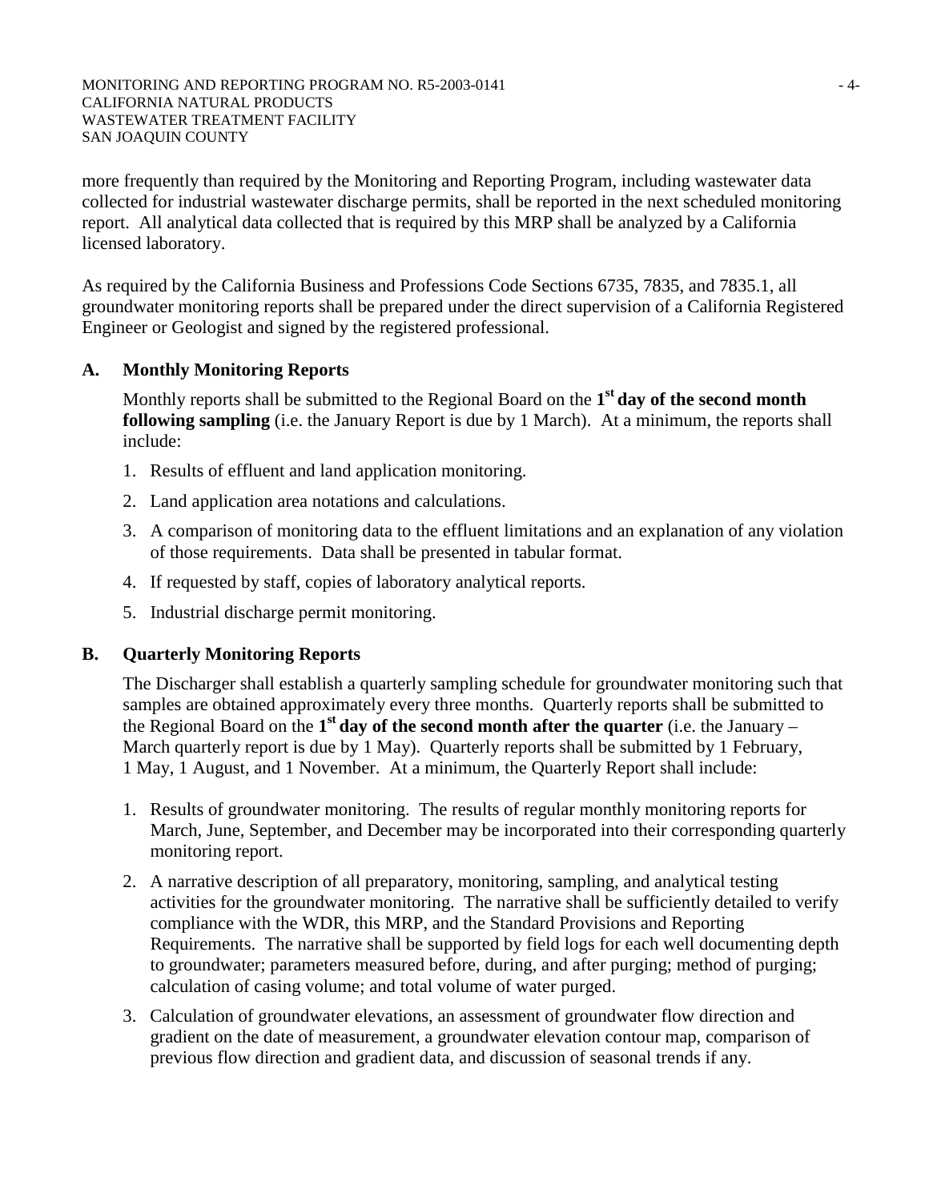more frequently than required by the Monitoring and Reporting Program, including wastewater data collected for industrial wastewater discharge permits, shall be reported in the next scheduled monitoring report. All analytical data collected that is required by this MRP shall be analyzed by a California licensed laboratory.

As required by the California Business and Professions Code Sections 6735, 7835, and 7835.1, all groundwater monitoring reports shall be prepared under the direct supervision of a California Registered Engineer or Geologist and signed by the registered professional.

## A. Monthly Monitoring Reports

Monthly reports shall be submitted to the Regional Board on the **1st day of the second month following sampling** (i.e. the January Report is due by 1 March). At a minimum, the reports shall include:

1. Results of effluent and land application monitoring.
2. Land application area notations and calculations.
3. A comparison of monitoring data to the effluent limitations and an explanation of any violation of those requirements. Data shall be presented in tabular format.
4. If requested by staff, copies of laboratory analytical reports.
5. Industrial discharge permit monitoring.

## B. Quarterly Monitoring Reports

The Discharger shall establish a quarterly sampling schedule for groundwater monitoring such that samples are obtained approximately every three months. Quarterly reports shall be submitted to the Regional Board on the **1st day of the second month after the quarter** (i.e. the January – March quarterly report is due by 1 May). Quarterly reports shall be submitted by 1 February, 1 May, 1 August, and 1 November. At a minimum, the Quarterly Report shall include:

1. Results of groundwater monitoring. The results of regular monthly monitoring reports for March, June, September, and December may be incorporated into their corresponding quarterly monitoring report.
2. A narrative description of all preparatory, monitoring, sampling, and analytical testing activities for the groundwater monitoring. The narrative shall be sufficiently detailed to verify compliance with the WDR, this MRP, and the Standard Provisions and Reporting Requirements. The narrative shall be supported by field logs for each well documenting depth to groundwater; parameters measured before, during, and after purging; method of purging; calculation of casing volume; and total volume of water purged.
3. Calculation of groundwater elevations, an assessment of groundwater flow direction and gradient on the date of measurement, a groundwater elevation contour map, comparison of previous flow direction and gradient data, and discussion of seasonal trends if any.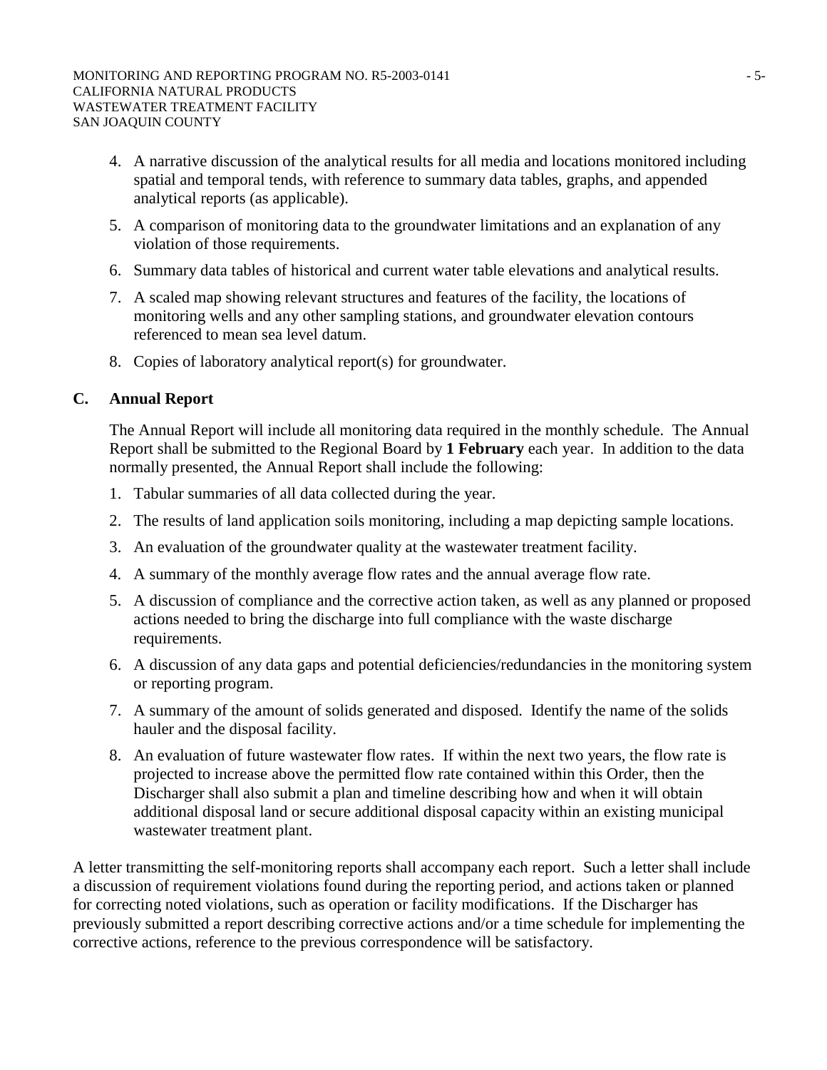4. A narrative discussion of the analytical results for all media and locations monitored including spatial and temporal tends, with reference to summary data tables, graphs, and appended analytical reports (as applicable).
5. A comparison of monitoring data to the groundwater limitations and an explanation of any violation of those requirements.
6. Summary data tables of historical and current water table elevations and analytical results.
7. A scaled map showing relevant structures and features of the facility, the locations of monitoring wells and any other sampling stations, and groundwater elevation contours referenced to mean sea level datum.
8. Copies of laboratory analytical report(s) for groundwater.

### C. Annual Report

The Annual Report will include all monitoring data required in the monthly schedule. The Annual Report shall be submitted to the Regional Board by **1 February** each year. In addition to the data normally presented, the Annual Report shall include the following:

1. Tabular summaries of all data collected during the year.
2. The results of land application soils monitoring, including a map depicting sample locations.
3. An evaluation of the groundwater quality at the wastewater treatment facility.
4. A summary of the monthly average flow rates and the annual average flow rate.
5. A discussion of compliance and the corrective action taken, as well as any planned or proposed actions needed to bring the discharge into full compliance with the waste discharge requirements.
6. A discussion of any data gaps and potential deficiencies/redundancies in the monitoring system or reporting program.
7. A summary of the amount of solids generated and disposed. Identify the name of the solids hauler and the disposal facility.
8. An evaluation of future wastewater flow rates. If within the next two years, the flow rate is projected to increase above the permitted flow rate contained within this Order, then the Discharger shall also submit a plan and timeline describing how and when it will obtain additional disposal land or secure additional disposal capacity within an existing municipal wastewater treatment plant.

A letter transmitting the self-monitoring reports shall accompany each report. Such a letter shall include a discussion of requirement violations found during the reporting period, and actions taken or planned for correcting noted violations, such as operation or facility modifications. If the Discharger has previously submitted a report describing corrective actions and/or a time schedule for implementing the corrective actions, reference to the previous correspondence will be satisfactory.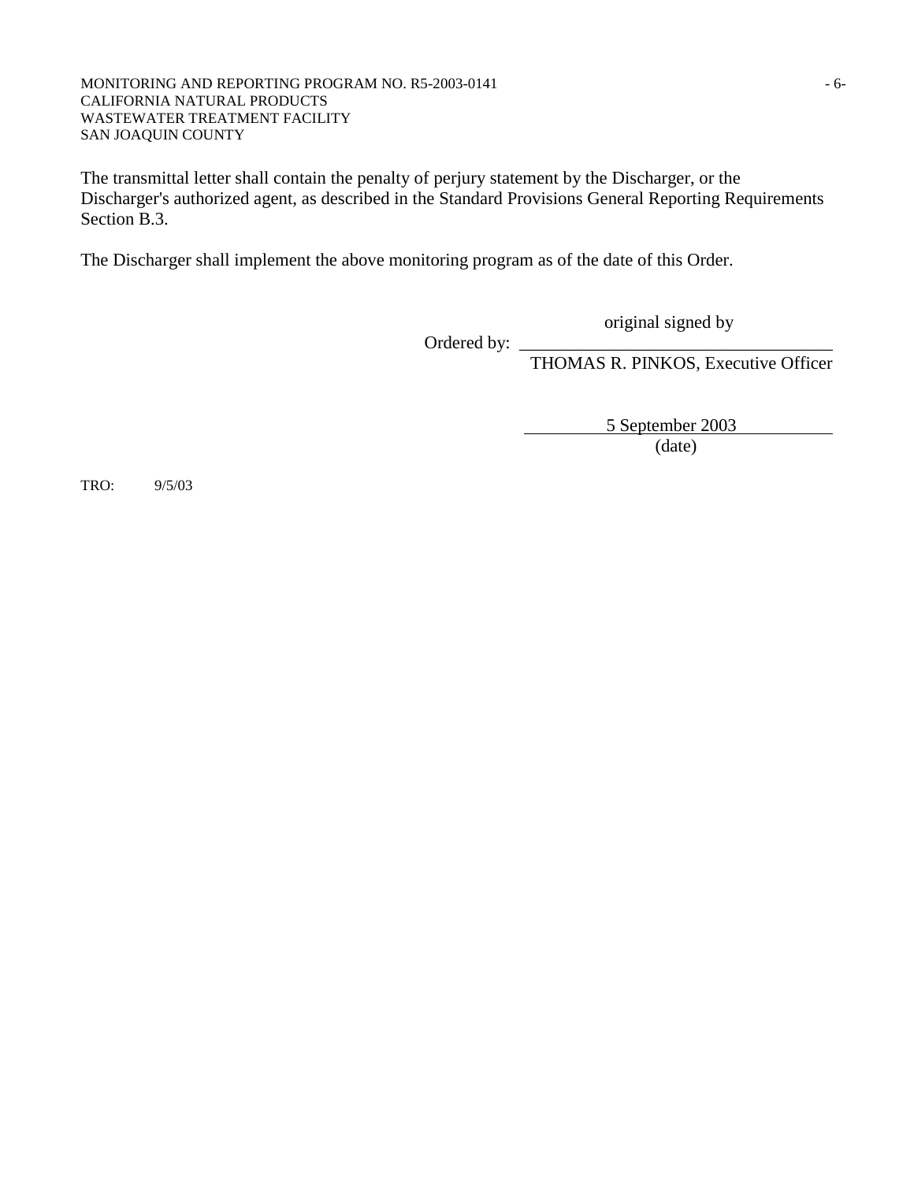The transmittal letter shall contain the penalty of perjury statement by the Discharger, or the Discharger's authorized agent, as described in the Standard Provisions General Reporting Requirements Section B.3.

The Discharger shall implement the above monitoring program as of the date of this Order.

original signed by

Ordered by: ___________________________________

THOMAS R. PINKOS, Executive Officer

5 September 2003

(date)

TRO: 9/5/03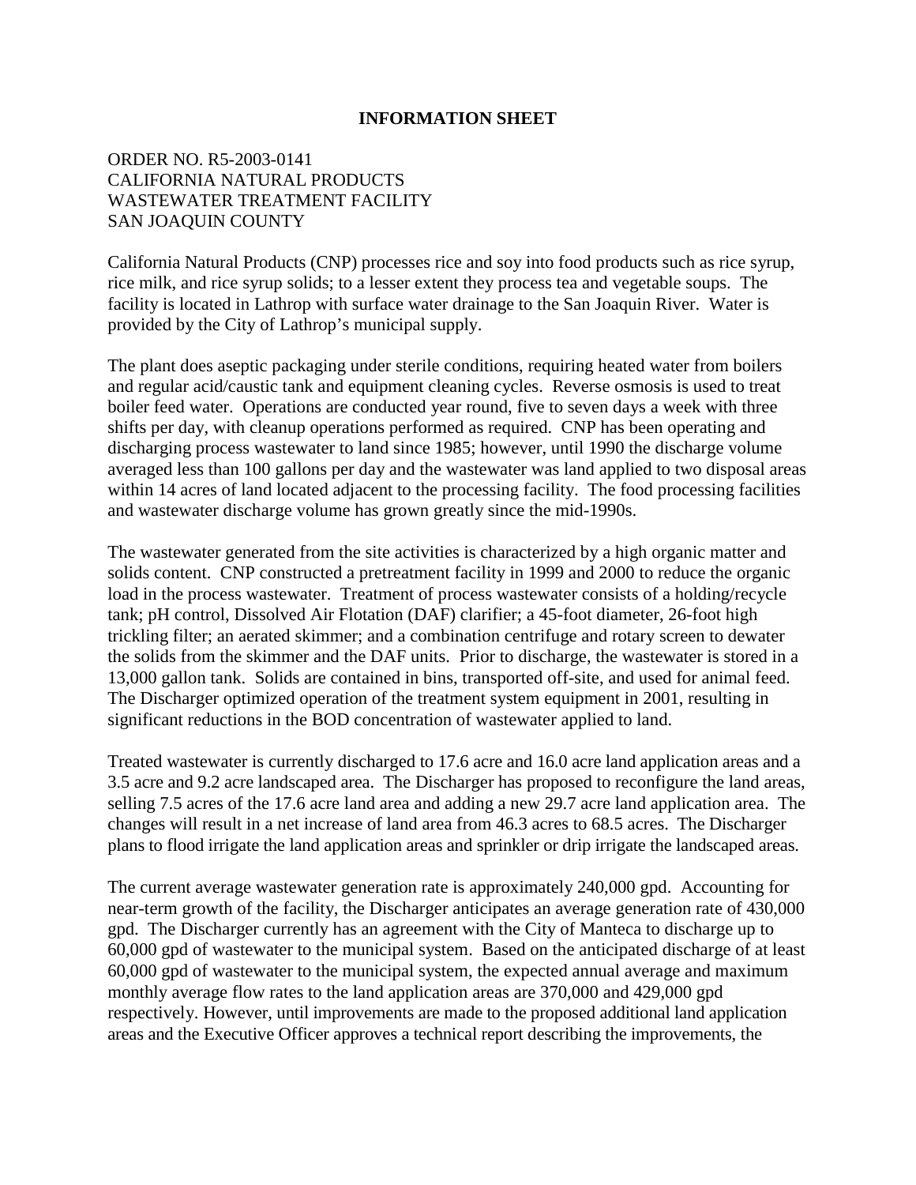**INFORMATION SHEET**

ORDER NO. R5-2003-0141
CALIFORNIA NATURAL PRODUCTS
WASTEWATER TREATMENT FACILITY
SAN JOAQUIN COUNTY

California Natural Products (CNP) processes rice and soy into food products such as rice syrup, rice milk, and rice syrup solids; to a lesser extent they process tea and vegetable soups. The facility is located in Lathrop with surface water drainage to the San Joaquin River. Water is provided by the City of Lathrop's municipal supply.

The plant does aseptic packaging under sterile conditions, requiring heated water from boilers and regular acid/caustic tank and equipment cleaning cycles. Reverse osmosis is used to treat boiler feed water. Operations are conducted year round, five to seven days a week with three shifts per day, with cleanup operations performed as required. CNP has been operating and discharging process wastewater to land since 1985; however, until 1990 the discharge volume averaged less than 100 gallons per day and the wastewater was land applied to two disposal areas within 14 acres of land located adjacent to the processing facility. The food processing facilities and wastewater discharge volume has grown greatly since the mid-1990s.

The wastewater generated from the site activities is characterized by a high organic matter and solids content. CNP constructed a pretreatment facility in 1999 and 2000 to reduce the organic load in the process wastewater. Treatment of process wastewater consists of a holding/recycle tank; pH control, Dissolved Air Flotation (DAF) clarifier; a 45-foot diameter, 26-foot high trickling filter; an aerated skimmer; and a combination centrifuge and rotary screen to dewater the solids from the skimmer and the DAF units. Prior to discharge, the wastewater is stored in a 13,000 gallon tank. Solids are contained in bins, transported off-site, and used for animal feed. The Discharger optimized operation of the treatment system equipment in 2001, resulting in significant reductions in the BOD concentration of wastewater applied to land.

Treated wastewater is currently discharged to 17.6 acre and 16.0 acre land application areas and a 3.5 acre and 9.2 acre landscaped area. The Discharger has proposed to reconfigure the land areas, selling 7.5 acres of the 17.6 acre land area and adding a new 29.7 acre land application area. The changes will result in a net increase of land area from 46.3 acres to 68.5 acres. The Discharger plans to flood irrigate the land application areas and sprinkler or drip irrigate the landscaped areas.

The current average wastewater generation rate is approximately 240,000 gpd. Accounting for near-term growth of the facility, the Discharger anticipates an average generation rate of 430,000 gpd. The Discharger currently has an agreement with the City of Manteca to discharge up to 60,000 gpd of wastewater to the municipal system. Based on the anticipated discharge of at least 60,000 gpd of wastewater to the municipal system, the expected annual average and maximum monthly average flow rates to the land application areas are 370,000 and 429,000 gpd respectively. However, until improvements are made to the proposed additional land application areas and the Executive Officer approves a technical report describing the improvements, the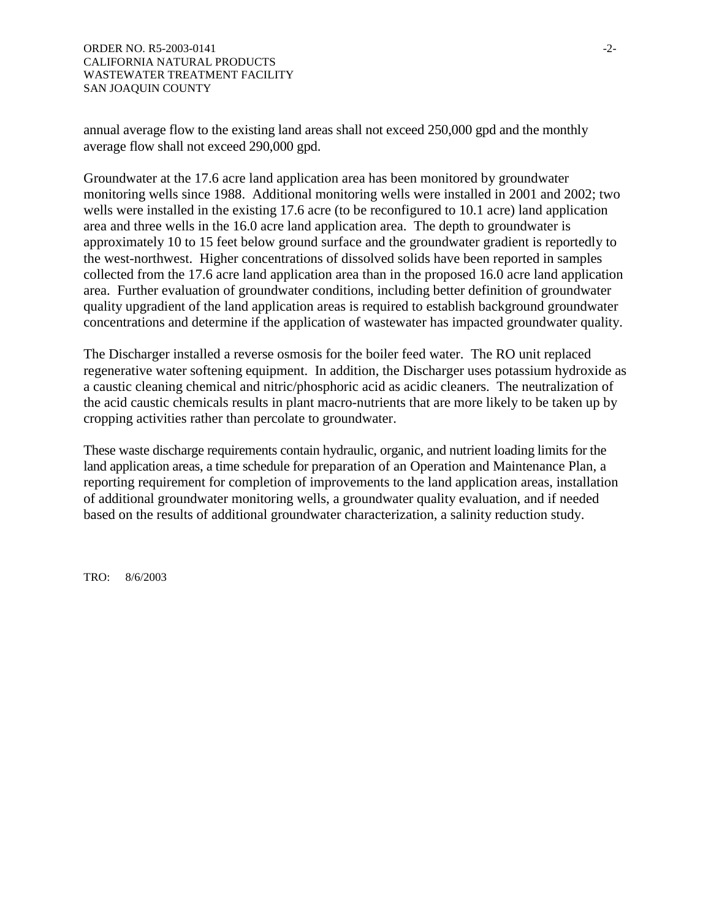annual average flow to the existing land areas shall not exceed 250,000 gpd and the monthly average flow shall not exceed 290,000 gpd.

Groundwater at the 17.6 acre land application area has been monitored by groundwater monitoring wells since 1988. Additional monitoring wells were installed in 2001 and 2002; two wells were installed in the existing 17.6 acre (to be reconfigured to 10.1 acre) land application area and three wells in the 16.0 acre land application area. The depth to groundwater is approximately 10 to 15 feet below ground surface and the groundwater gradient is reportedly to the west-northwest. Higher concentrations of dissolved solids have been reported in samples collected from the 17.6 acre land application area than in the proposed 16.0 acre land application area. Further evaluation of groundwater conditions, including better definition of groundwater quality upgradient of the land application areas is required to establish background groundwater concentrations and determine if the application of wastewater has impacted groundwater quality.

The Discharger installed a reverse osmosis for the boiler feed water. The RO unit replaced regenerative water softening equipment. In addition, the Discharger uses potassium hydroxide as a caustic cleaning chemical and nitric/phosphoric acid as acidic cleaners. The neutralization of the acid caustic chemicals results in plant macro-nutrients that are more likely to be taken up by cropping activities rather than percolate to groundwater.

These waste discharge requirements contain hydraulic, organic, and nutrient loading limits for the land application areas, a time schedule for preparation of an Operation and Maintenance Plan, a reporting requirement for completion of improvements to the land application areas, installation of additional groundwater monitoring wells, a groundwater quality evaluation, and if needed based on the results of additional groundwater characterization, a salinity reduction study.

TRO: 8/6/2003